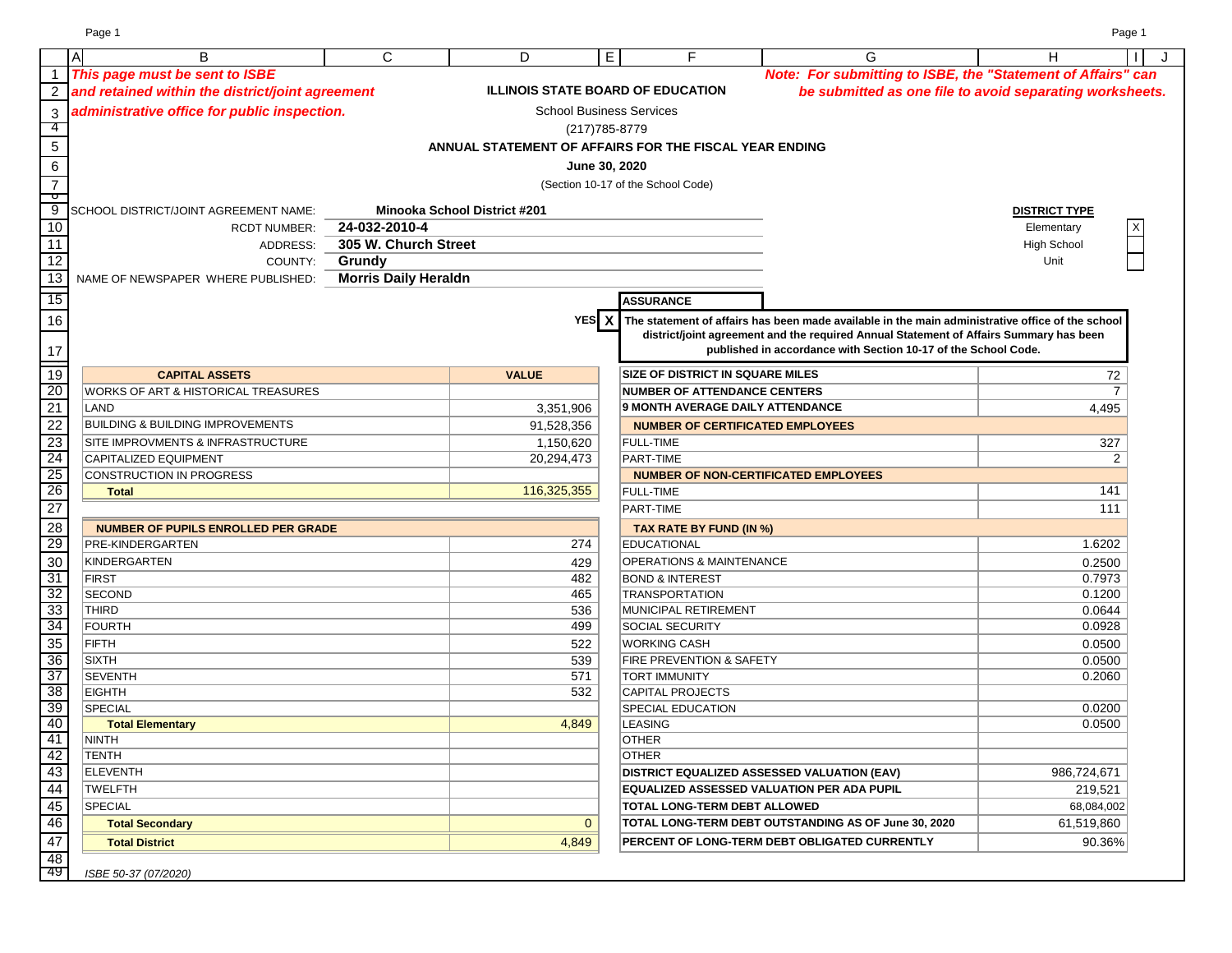*This page must be sent to ISBE and retained within the district/joint agreement administrative office for public inspection.*

*Note: For submitting to ISBE, the "Statement of Affairs" can be submitted as one file to avoid separating worksheets.*

**ILLINOIS STATE BOARD OF EDUCATION**

School Business Services

(217)785-8779

**ANNUAL STATEMENT OF AFFAIRS FOR THE FISCAL YEAR ENDING**

**June 30, 2020**

(Section 10-17 of the School Code)

SCHOOL DISTRICT/JOINT AGREEMENT NAME: **Minooka School District #201**

RCDT NUMBER: **24-032-2010-4**

ADDRESS: **305 W. Church Street**

COUNTY: **Grundy**

NAME OF NEWSPAPER WHERE PUBLISHED: **Morris Daily Heraldn**

**DISTRICT TYPE**

| Type | |
|---|---|
| Elementary | X |
| High School | |
| Unit | |

**ASSURANCE**

YES **X** — **The statement of affairs has been made available in the main administrative office of the school district/joint agreement and the required Annual Statement of Affairs Summary has been published in accordance with Section 10-17 of the School Code.**

| CAPITAL ASSETS | VALUE |
|---|---|
| WORKS OF ART & HISTORICAL TREASURES | |
| LAND | 3,351,906 |
| BUILDING & BUILDING IMPROVEMENTS | 91,528,356 |
| SITE IMPROVMENTS & INFRASTRUCTURE | 1,150,620 |
| CAPITALIZED EQUIPMENT | 20,294,473 |
| CONSTRUCTION IN PROGRESS | |
| **Total** | 116,325,355 |

| NUMBER OF PUPILS ENROLLED PER GRADE | |
|---|---|
| PRE-KINDERGARTEN | 274 |
| KINDERGARTEN | 429 |
| FIRST | 482 |
| SECOND | 465 |
| THIRD | 536 |
| FOURTH | 499 |
| FIFTH | 522 |
| SIXTH | 539 |
| SEVENTH | 571 |
| EIGHTH | 532 |
| SPECIAL | |
| **Total Elementary** | 4,849 |
| NINTH | |
| TENTH | |
| ELEVENTH | |
| TWELFTH | |
| SPECIAL | |
| **Total Secondary** | 0 |
| **Total District** | 4,849 |

| | |
|---|---|
| **SIZE OF DISTRICT IN SQUARE MILES** | 72 |
| **NUMBER OF ATTENDANCE CENTERS** | 7 |
| **9 MONTH AVERAGE DAILY ATTENDANCE** | 4,495 |
| **NUMBER OF CERTIFICATED EMPLOYEES** | |
| FULL-TIME | 327 |
| PART-TIME | 2 |
| **NUMBER OF NON-CERTIFICATED EMPLOYEES** | |
| FULL-TIME | 141 |
| PART-TIME | 111 |
| **TAX RATE BY FUND (IN %)** | |
| EDUCATIONAL | 1.6202 |
| OPERATIONS & MAINTENANCE | 0.2500 |
| BOND & INTEREST | 0.7973 |
| TRANSPORTATION | 0.1200 |
| MUNICIPAL RETIREMENT | 0.0644 |
| SOCIAL SECURITY | 0.0928 |
| WORKING CASH | 0.0500 |
| FIRE PREVENTION & SAFETY | 0.0500 |
| TORT IMMUNITY | 0.2060 |
| CAPITAL PROJECTS | |
| SPECIAL EDUCATION | 0.0200 |
| LEASING | 0.0500 |
| OTHER | |
| OTHER | |
| **DISTRICT EQUALIZED ASSESSED VALUATION (EAV)** | 986,724,671 |
| **EQUALIZED ASSESSED VALUATION PER ADA PUPIL** | 219,521 |
| **TOTAL LONG-TERM DEBT ALLOWED** | 68,084,002 |
| **TOTAL LONG-TERM DEBT OUTSTANDING AS OF June 30, 2020** | 61,519,860 |
| **PERCENT OF LONG-TERM DEBT OBLIGATED CURRENTLY** | 90.36% |

*ISBE 50-37 (07/2020)*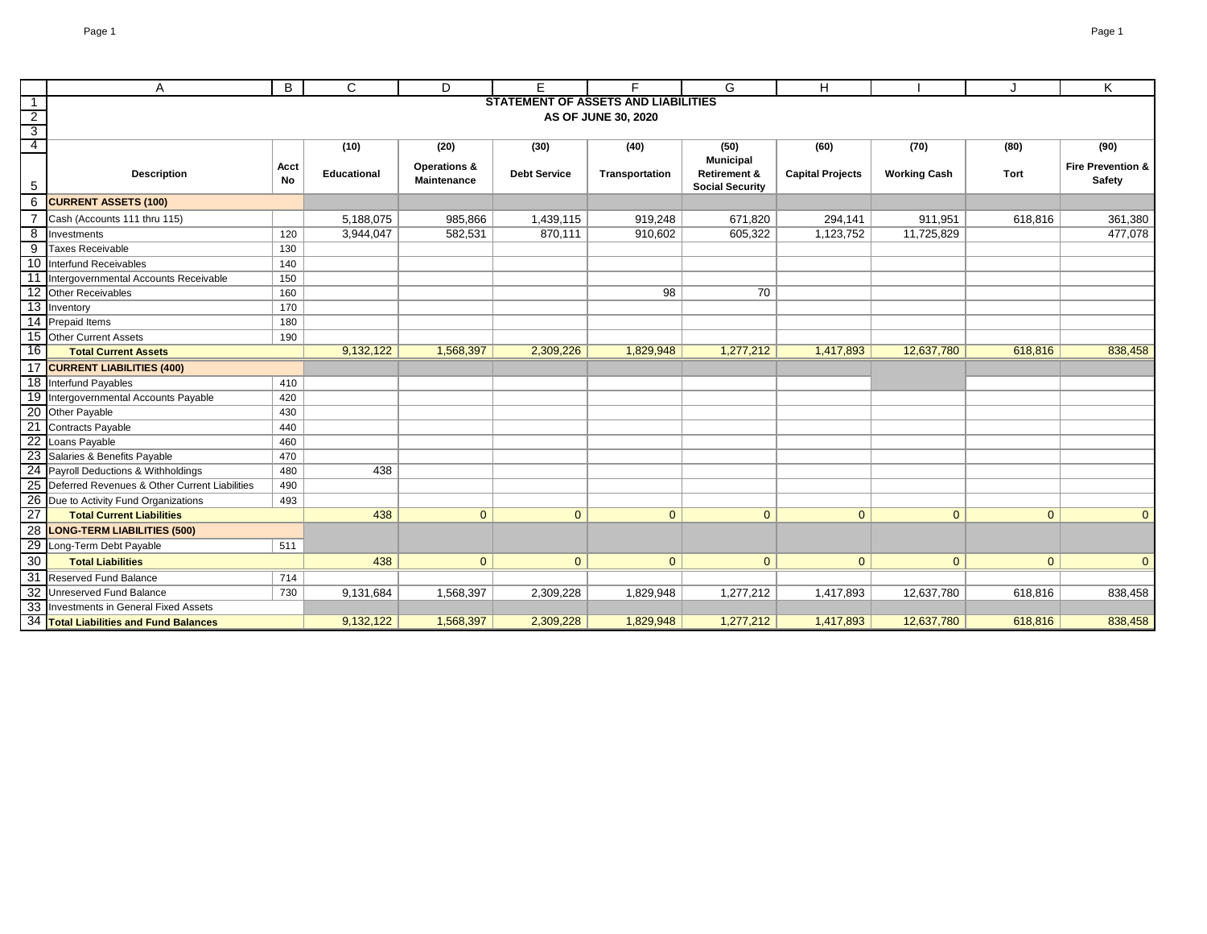# STATEMENT OF ASSETS AND LIABILITIES

## AS OF JUNE 30, 2020

| Description | Acct No | (10) Educational | (20) Operations & Maintenance | (30) Debt Service | (40) Transportation | (50) Municipal Retirement & Social Security | (60) Capital Projects | (70) Working Cash | (80) Tort | (90) Fire Prevention & Safety |
|---|---|---|---|---|---|---|---|---|---|---|
| **CURRENT ASSETS (100)** | | | | | | | | | | |
| Cash (Accounts 111 thru 115) | | 5,188,075 | 985,866 | 1,439,115 | 919,248 | 671,820 | 294,141 | 911,951 | 618,816 | 361,380 |
| Investments | 120 | 3,944,047 | 582,531 | 870,111 | 910,602 | 605,322 | 1,123,752 | 11,725,829 | | 477,078 |
| Taxes Receivable | 130 | | | | | | | | | |
| Interfund Receivables | 140 | | | | | | | | | |
| Intergovernmental Accounts Receivable | 150 | | | | | | | | | |
| Other Receivables | 160 | | | | 98 | 70 | | | | |
| Inventory | 170 | | | | | | | | | |
| Prepaid Items | 180 | | | | | | | | | |
| Other Current Assets | 190 | | | | | | | | | |
| **Total Current Assets** | | 9,132,122 | 1,568,397 | 2,309,226 | 1,829,948 | 1,277,212 | 1,417,893 | 12,637,780 | 618,816 | 838,458 |
| **CURRENT LIABILITIES (400)** | | | | | | | | | | |
| Interfund Payables | 410 | | | | | | | | | |
| Intergovernmental Accounts Payable | 420 | | | | | | | | | |
| Other Payable | 430 | | | | | | | | | |
| Contracts Payable | 440 | | | | | | | | | |
| Loans Payable | 460 | | | | | | | | | |
| Salaries & Benefits Payable | 470 | | | | | | | | | |
| Payroll Deductions & Withholdings | 480 | 438 | | | | | | | | |
| Deferred Revenues & Other Current Liabilities | 490 | | | | | | | | | |
| Due to Activity Fund Organizations | 493 | | | | | | | | | |
| **Total Current Liabilities** | | 438 | 0 | 0 | 0 | 0 | 0 | 0 | 0 | 0 |
| **LONG-TERM LIABILITIES (500)** | | | | | | | | | | |
| Long-Term Debt Payable | 511 | | | | | | | | | |
| **Total Liabilities** | | 438 | 0 | 0 | 0 | 0 | 0 | 0 | 0 | 0 |
| Reserved Fund Balance | 714 | | | | | | | | | |
| Unreserved Fund Balance | 730 | 9,131,684 | 1,568,397 | 2,309,228 | 1,829,948 | 1,277,212 | 1,417,893 | 12,637,780 | 618,816 | 838,458 |
| Investments in General Fixed Assets | | | | | | | | | | |
| **Total Liabilities and Fund Balances** | | 9,132,122 | 1,568,397 | 2,309,228 | 1,829,948 | 1,277,212 | 1,417,893 | 12,637,780 | 618,816 | 838,458 |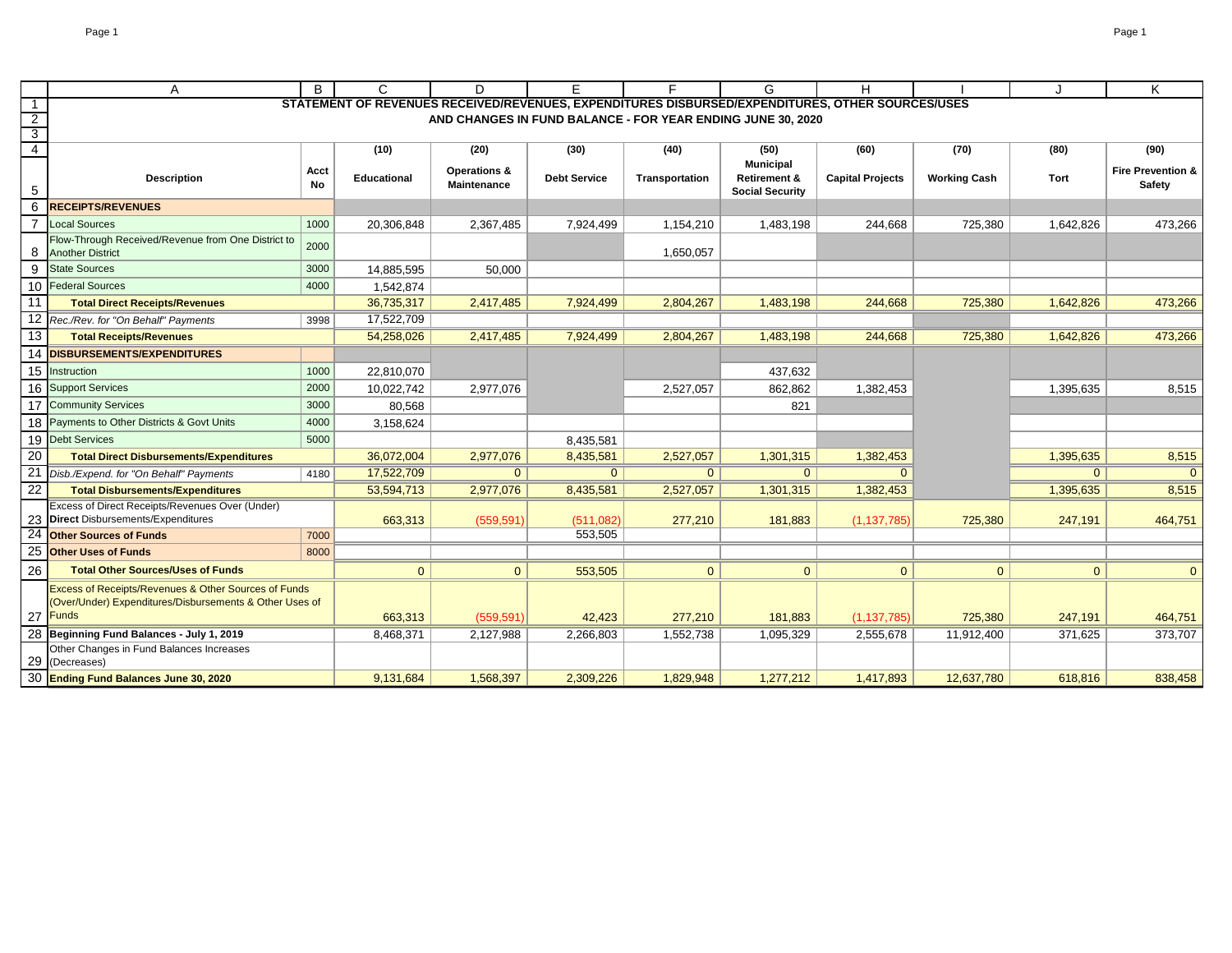# STATEMENT OF REVENUES RECEIVED/REVENUES, EXPENDITURES DISBURSED/EXPENDITURES, OTHER SOURCES/USES AND CHANGES IN FUND BALANCE - FOR YEAR ENDING JUNE 30, 2020

| Description | Acct No | (10) Educational | (20) Operations & Maintenance | (30) Debt Service | (40) Transportation | (50) Municipal Retirement & Social Security | (60) Capital Projects | (70) Working Cash | (80) Tort | (90) Fire Prevention & Safety |
|---|---|---|---|---|---|---|---|---|---|---|
| **RECEIPTS/REVENUES** | | | | | | | | | | |
| Local Sources | 1000 | 20,306,848 | 2,367,485 | 7,924,499 | 1,154,210 | 1,483,198 | 244,668 | 725,380 | 1,642,826 | 473,266 |
| Flow-Through Received/Revenue from One District to Another District | 2000 | | | | 1,650,057 | | | | | |
| State Sources | 3000 | 14,885,595 | 50,000 | | | | | | | |
| Federal Sources | 4000 | 1,542,874 | | | | | | | | |
| **Total Direct Receipts/Revenues** | | 36,735,317 | 2,417,485 | 7,924,499 | 2,804,267 | 1,483,198 | 244,668 | 725,380 | 1,642,826 | 473,266 |
| *Rec./Rev. for "On Behalf" Payments* | 3998 | 17,522,709 | | | | | | | | |
| **Total Receipts/Revenues** | | 54,258,026 | 2,417,485 | 7,924,499 | 2,804,267 | 1,483,198 | 244,668 | 725,380 | 1,642,826 | 473,266 |
| **DISBURSEMENTS/EXPENDITURES** | | | | | | | | | | |
| Instruction | 1000 | 22,810,070 | | | | 437,632 | | | | |
| Support Services | 2000 | 10,022,742 | 2,977,076 | | 2,527,057 | 862,862 | 1,382,453 | | 1,395,635 | 8,515 |
| Community Services | 3000 | 80,568 | | | | 821 | | | | |
| Payments to Other Districts & Govt Units | 4000 | 3,158,624 | | | | | | | | |
| Debt Services | 5000 | | | 8,435,581 | | | | | | |
| **Total Direct Disbursements/Expenditures** | | 36,072,004 | 2,977,076 | 8,435,581 | 2,527,057 | 1,301,315 | 1,382,453 | | 1,395,635 | 8,515 |
| *Disb./Expend. for "On Behalf" Payments* | 4180 | 17,522,709 | 0 | 0 | 0 | 0 | 0 | | 0 | 0 |
| **Total Disbursements/Expenditures** | | 53,594,713 | 2,977,076 | 8,435,581 | 2,527,057 | 1,301,315 | 1,382,453 | | 1,395,635 | 8,515 |
| Excess of Direct Receipts/Revenues Over (Under) **Direct** Disbursements/Expenditures | | 663,313 | (559,591) | (511,082) | 277,210 | 181,883 | (1,137,785) | 725,380 | 247,191 | 464,751 |
| **Other Sources of Funds** | 7000 | | | 553,505 | | | | | | |
| **Other Uses of Funds** | 8000 | | | | | | | | | |
| **Total Other Sources/Uses of Funds** | | 0 | 0 | 553,505 | 0 | 0 | 0 | 0 | 0 | 0 |
| Excess of Receipts/Revenues & Other Sources of Funds (Over/Under) Expenditures/Disbursements & Other Uses of Funds | | 663,313 | (559,591) | 42,423 | 277,210 | 181,883 | (1,137,785) | 725,380 | 247,191 | 464,751 |
| **Beginning Fund Balances - July 1, 2019** | | 8,468,371 | 2,127,988 | 2,266,803 | 1,552,738 | 1,095,329 | 2,555,678 | 11,912,400 | 371,625 | 373,707 |
| Other Changes in Fund Balances Increases (Decreases) | | | | | | | | | | |
| **Ending Fund Balances June 30, 2020** | | 9,131,684 | 1,568,397 | 2,309,226 | 1,829,948 | 1,277,212 | 1,417,893 | 12,637,780 | 618,816 | 838,458 |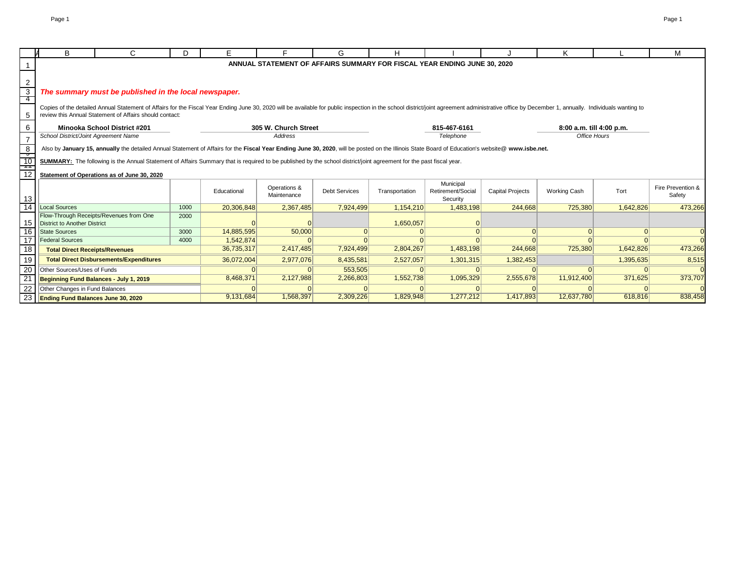# ANNUAL STATEMENT OF AFFAIRS SUMMARY FOR FISCAL YEAR ENDING JUNE 30, 2020

***The summary must be published in the local newspaper.***

Copies of the detailed Annual Statement of Affairs for the Fiscal Year Ending June 30, 2020 will be available for public inspection in the school district/joint agreement administrative office by December 1, annually. Individuals wanting to review this Annual Statement of Affairs should contact:

| **Minooka School District #201** | **305 W. Church Street** | **815-467-6161** | **8:00 a.m. till 4:00 p.m.** |
|---|---|---|---|
| *School District/Joint Agreement Name* | *Address* | *Telephone* | *Office Hours* |

Also by **January 15, annually** the detailed Annual Statement of Affairs for the **Fiscal Year Ending June 30, 2020**, will be posted on the Illinois State Board of Education's website@ **www.isbe.net.**

**SUMMARY:** The following is the Annual Statement of Affairs Summary that is required to be published by the school district/joint agreement for the past fiscal year.

**Statement of Operations as of June 30, 2020**

| | | Educational | Operations & Maintenance | Debt Services | Transportation | Municipal Retirement/Social Security | Capital Projects | Working Cash | Tort | Fire Prevention & Safety |
|---|---|---|---|---|---|---|---|---|---|---|
| Local Sources | 1000 | 20,306,848 | 2,367,485 | 7,924,499 | 1,154,210 | 1,483,198 | 244,668 | 725,380 | 1,642,826 | 473,266 |
| Flow-Through Receipts/Revenues from One District to Another District | 2000 | 0 | 0 | | 1,650,057 | 0 | | | | |
| State Sources | 3000 | 14,885,595 | 50,000 | 0 | 0 | 0 | 0 | 0 | 0 | 0 |
| Federal Sources | 4000 | 1,542,874 | 0 | 0 | 0 | 0 | 0 | 0 | 0 | 0 |
| **Total Direct Receipts/Revenues** | | 36,735,317 | 2,417,485 | 7,924,499 | 2,804,267 | 1,483,198 | 244,668 | 725,380 | 1,642,826 | 473,266 |
| **Total Direct Disbursements/Expenditures** | | 36,072,004 | 2,977,076 | 8,435,581 | 2,527,057 | 1,301,315 | 1,382,453 | | 1,395,635 | 8,515 |
| Other Sources/Uses of Funds | | 0 | 0 | 553,505 | 0 | 0 | 0 | 0 | 0 | 0 |
| **Beginning Fund Balances - July 1, 2019** | | 8,468,371 | 2,127,988 | 2,266,803 | 1,552,738 | 1,095,329 | 2,555,678 | 11,912,400 | 371,625 | 373,707 |
| Other Changes in Fund Balances | | 0 | 0 | 0 | 0 | 0 | 0 | 0 | 0 | 0 |
| **Ending Fund Balances June 30, 2020** | | 9,131,684 | 1,568,397 | 2,309,226 | 1,829,948 | 1,277,212 | 1,417,893 | 12,637,780 | 618,816 | 838,458 |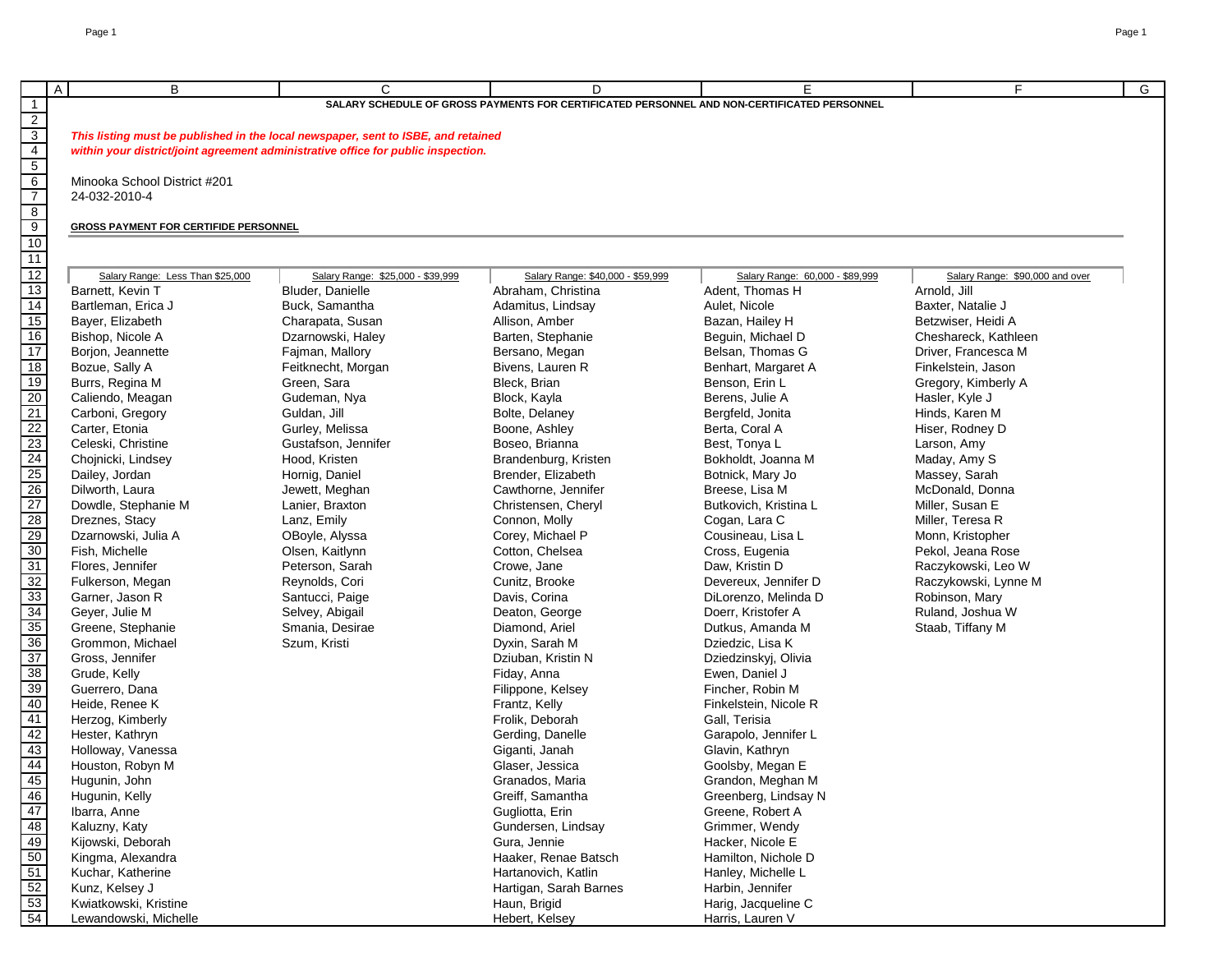**SALARY SCHEDULE OF GROSS PAYMENTS FOR CERTIFICATED PERSONNEL AND NON-CERTIFICATED PERSONNEL**

***This listing must be published in the local newspaper, sent to ISBE, and retained within your district/joint agreement administrative office for public inspection.***

Minooka School District #201
24-032-2010-4

**GROSS PAYMENT FOR CERTIFIDE PERSONNEL**

| Salary Range: Less Than $25,000 | Salary Range: $25,000 - $39,999 | Salary Range: $40,000 - $59,999 | Salary Range: 60,000 - $89,999 | Salary Range: $90,000 and over |
|---|---|---|---|---|
| Barnett, Kevin T | Bluder, Danielle | Abraham, Christina | Adent, Thomas H | Arnold, Jill |
| Bartleman, Erica J | Buck, Samantha | Adamitus, Lindsay | Aulet, Nicole | Baxter, Natalie J |
| Bayer, Elizabeth | Charapata, Susan | Allison, Amber | Bazan, Hailey H | Betzwiser, Heidi A |
| Bishop, Nicole A | Dzarnowski, Haley | Barten, Stephanie | Beguin, Michael D | Cheshareck, Kathleen |
| Borjon, Jeannette | Fajman, Mallory | Bersano, Megan | Belsan, Thomas G | Driver, Francesca M |
| Bozue, Sally A | Feitknecht, Morgan | Bivens, Lauren R | Benhart, Margaret A | Finkelstein, Jason |
| Burrs, Regina M | Green, Sara | Bleck, Brian | Benson, Erin L | Gregory, Kimberly A |
| Caliendo, Meagan | Gudeman, Nya | Block, Kayla | Berens, Julie A | Hasler, Kyle J |
| Carboni, Gregory | Guldan, Jill | Bolte, Delaney | Bergfeld, Jonita | Hinds, Karen M |
| Carter, Etonia | Gurley, Melissa | Boone, Ashley | Berta, Coral A | Hiser, Rodney D |
| Celeski, Christine | Gustafson, Jennifer | Boseo, Brianna | Best, Tonya L | Larson, Amy |
| Chojnicki, Lindsey | Hood, Kristen | Brandenburg, Kristen | Bokholdt, Joanna M | Maday, Amy S |
| Dailey, Jordan | Hornig, Daniel | Brender, Elizabeth | Botnick, Mary Jo | Massey, Sarah |
| Dilworth, Laura | Jewett, Meghan | Cawthorne, Jennifer | Breese, Lisa M | McDonald, Donna |
| Dowdle, Stephanie M | Lanier, Braxton | Christensen, Cheryl | Butkovich, Kristina L | Miller, Susan E |
| Dreznes, Stacy | Lanz, Emily | Connon, Molly | Cogan, Lara C | Miller, Teresa R |
| Dzarnowski, Julia A | OBoyle, Alyssa | Corey, Michael P | Cousineau, Lisa L | Monn, Kristopher |
| Fish, Michelle | Olsen, Kaitlynn | Cotton, Chelsea | Cross, Eugenia | Pekol, Jeana Rose |
| Flores, Jennifer | Peterson, Sarah | Crowe, Jane | Daw, Kristin D | Raczykowski, Leo W |
| Fulkerson, Megan | Reynolds, Cori | Cunitz, Brooke | Devereux, Jennifer D | Raczykowski, Lynne M |
| Garner, Jason R | Santucci, Paige | Davis, Corina | DiLorenzo, Melinda D | Robinson, Mary |
| Geyer, Julie M | Selvey, Abigail | Deaton, George | Doerr, Kristofer A | Ruland, Joshua W |
| Greene, Stephanie | Smania, Desirae | Diamond, Ariel | Dutkus, Amanda M | Staab, Tiffany M |
| Grommon, Michael | Szum, Kristi | Dyxin, Sarah M | Dziedzic, Lisa K | |
| Gross, Jennifer | | Dziuban, Kristin N | Dziedzinskyj, Olivia | |
| Grude, Kelly | | Fiday, Anna | Ewen, Daniel J | |
| Guerrero, Dana | | Filippone, Kelsey | Fincher, Robin M | |
| Heide, Renee K | | Frantz, Kelly | Finkelstein, Nicole R | |
| Herzog, Kimberly | | Frolik, Deborah | Gall, Terisia | |
| Hester, Kathryn | | Gerding, Danelle | Garapolo, Jennifer L | |
| Holloway, Vanessa | | Giganti, Janah | Glavin, Kathryn | |
| Houston, Robyn M | | Glaser, Jessica | Goolsby, Megan E | |
| Hugunin, John | | Granados, Maria | Grandon, Meghan M | |
| Hugunin, Kelly | | Greiff, Samantha | Greenberg, Lindsay N | |
| Ibarra, Anne | | Gugliotta, Erin | Greene, Robert A | |
| Kaluzny, Katy | | Gundersen, Lindsay | Grimmer, Wendy | |
| Kijowski, Deborah | | Gura, Jennie | Hacker, Nicole E | |
| Kingma, Alexandra | | Haaker, Renae Batsch | Hamilton, Nichole D | |
| Kuchar, Katherine | | Hartanovich, Katlin | Hanley, Michelle L | |
| Kunz, Kelsey J | | Hartigan, Sarah Barnes | Harbin, Jennifer | |
| Kwiatkowski, Kristine | | Haun, Brigid | Harig, Jacqueline C | |
| Lewandowski, Michelle | | Hebert, Kelsey | Harris, Lauren V | |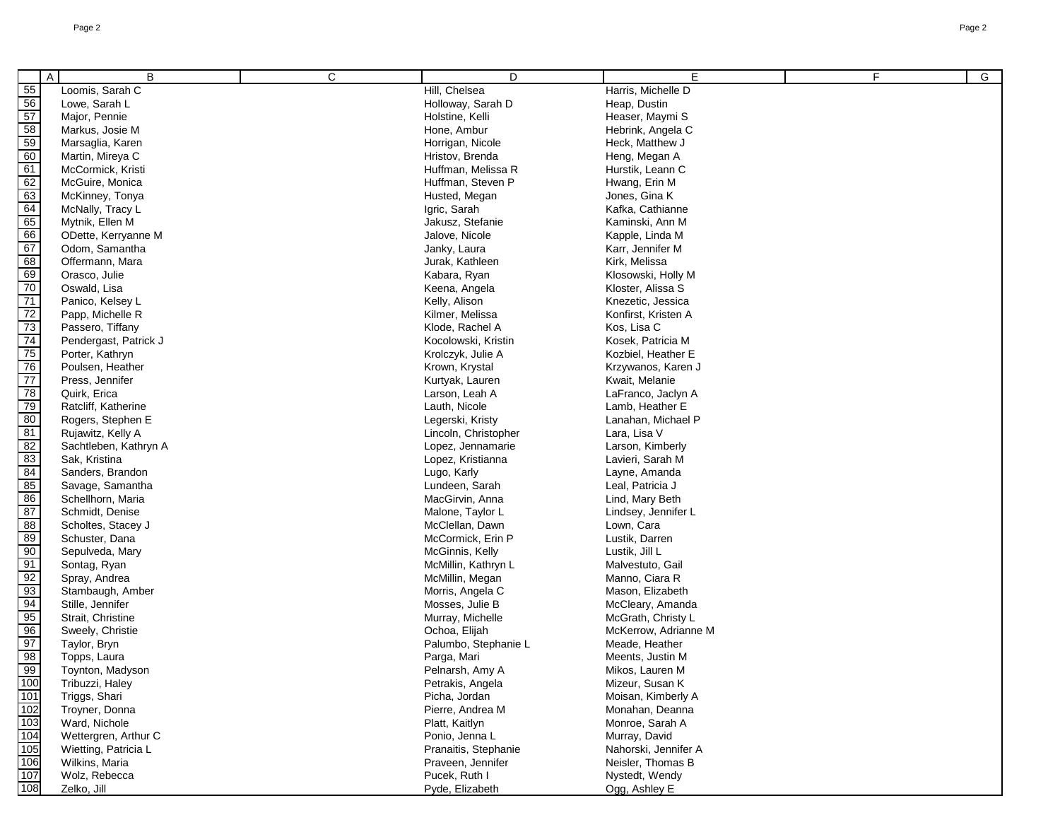|  | A | B | C | D | E | F | G |
|---|---|---|---|---|---|---|---|
| 55 |  | Loomis, Sarah C |  | Hill, Chelsea | Harris, Michelle D |  |  |
| 56 |  | Lowe, Sarah L |  | Holloway, Sarah D | Heap, Dustin |  |  |
| 57 |  | Major, Pennie |  | Holstine, Kelli | Heaser, Maymi S |  |  |
| 58 |  | Markus, Josie M |  | Hone, Ambur | Hebrink, Angela C |  |  |
| 59 |  | Marsaglia, Karen |  | Horrigan, Nicole | Heck, Matthew J |  |  |
| 60 |  | Martin, Mireya C |  | Hristov, Brenda | Heng, Megan A |  |  |
| 61 |  | McCormick, Kristi |  | Huffman, Melissa R | Hurstik, Leann C |  |  |
| 62 |  | McGuire, Monica |  | Huffman, Steven P | Hwang, Erin M |  |  |
| 63 |  | McKinney, Tonya |  | Husted, Megan | Jones, Gina K |  |  |
| 64 |  | McNally, Tracy L |  | Igric, Sarah | Kafka, Cathianne |  |  |
| 65 |  | Mytnik, Ellen M |  | Jakusz, Stefanie | Kaminski, Ann M |  |  |
| 66 |  | ODette, Kerryanne M |  | Jalove, Nicole | Kapple, Linda M |  |  |
| 67 |  | Odom, Samantha |  | Janky, Laura | Karr, Jennifer M |  |  |
| 68 |  | Offermann, Mara |  | Jurak, Kathleen | Kirk, Melissa |  |  |
| 69 |  | Orasco, Julie |  | Kabara, Ryan | Klosowski, Holly M |  |  |
| 70 |  | Oswald, Lisa |  | Keena, Angela | Kloster, Alissa S |  |  |
| 71 |  | Panico, Kelsey L |  | Kelly, Alison | Knezetic, Jessica |  |  |
| 72 |  | Papp, Michelle R |  | Kilmer, Melissa | Konfirst, Kristen A |  |  |
| 73 |  | Passero, Tiffany |  | Klode, Rachel A | Kos, Lisa C |  |  |
| 74 |  | Pendergast, Patrick J |  | Kocolowski, Kristin | Kosek, Patricia M |  |  |
| 75 |  | Porter, Kathryn |  | Krolczyk, Julie A | Kozbiel, Heather E |  |  |
| 76 |  | Poulsen, Heather |  | Krown, Krystal | Krzywanos, Karen J |  |  |
| 77 |  | Press, Jennifer |  | Kurtyak, Lauren | Kwait, Melanie |  |  |
| 78 |  | Quirk, Erica |  | Larson, Leah A | LaFranco, Jaclyn A |  |  |
| 79 |  | Ratcliff, Katherine |  | Lauth, Nicole | Lamb, Heather E |  |  |
| 80 |  | Rogers, Stephen E |  | Legerski, Kristy | Lanahan, Michael P |  |  |
| 81 |  | Rujawitz, Kelly A |  | Lincoln, Christopher | Lara, Lisa V |  |  |
| 82 |  | Sachtleben, Kathryn A |  | Lopez, Jennamarie | Larson, Kimberly |  |  |
| 83 |  | Sak, Kristina |  | Lopez, Kristianna | Lavieri, Sarah M |  |  |
| 84 |  | Sanders, Brandon |  | Lugo, Karly | Layne, Amanda |  |  |
| 85 |  | Savage, Samantha |  | Lundeen, Sarah | Leal, Patricia J |  |  |
| 86 |  | Schellhorn, Maria |  | MacGirvin, Anna | Lind, Mary Beth |  |  |
| 87 |  | Schmidt, Denise |  | Malone, Taylor L | Lindsey, Jennifer L |  |  |
| 88 |  | Scholtes, Stacey J |  | McClellan, Dawn | Lown, Cara |  |  |
| 89 |  | Schuster, Dana |  | McCormick, Erin P | Lustik, Darren |  |  |
| 90 |  | Sepulveda, Mary |  | McGinnis, Kelly | Lustik, Jill L |  |  |
| 91 |  | Sontag, Ryan |  | McMillin, Kathryn L | Malvestuto, Gail |  |  |
| 92 |  | Spray, Andrea |  | McMillin, Megan | Manno, Ciara R |  |  |
| 93 |  | Stambaugh, Amber |  | Morris, Angela C | Mason, Elizabeth |  |  |
| 94 |  | Stille, Jennifer |  | Mosses, Julie B | McCleary, Amanda |  |  |
| 95 |  | Strait, Christine |  | Murray, Michelle | McGrath, Christy L |  |  |
| 96 |  | Sweely, Christie |  | Ochoa, Elijah | McKerrow, Adrianne M |  |  |
| 97 |  | Taylor, Bryn |  | Palumbo, Stephanie L | Meade, Heather |  |  |
| 98 |  | Topps, Laura |  | Parga, Mari | Meents, Justin M |  |  |
| 99 |  | Toynton, Madyson |  | Pelnarsh, Amy A | Mikos, Lauren M |  |  |
| 100 |  | Tribuzzi, Haley |  | Petrakis, Angela | Mizeur, Susan K |  |  |
| 101 |  | Triggs, Shari |  | Picha, Jordan | Moisan, Kimberly A |  |  |
| 102 |  | Troyner, Donna |  | Pierre, Andrea M | Monahan, Deanna |  |  |
| 103 |  | Ward, Nichole |  | Platt, Kaitlyn | Monroe, Sarah A |  |  |
| 104 |  | Wettergren, Arthur C |  | Ponio, Jenna L | Murray, David |  |  |
| 105 |  | Wietting, Patricia L |  | Pranaitis, Stephanie | Nahorski, Jennifer A |  |  |
| 106 |  | Wilkins, Maria |  | Praveen, Jennifer | Neisler, Thomas B |  |  |
| 107 |  | Wolz, Rebecca |  | Pucek, Ruth I | Nystedt, Wendy |  |  |
| 108 |  | Zelko, Jill |  | Pyde, Elizabeth | Ogg, Ashley E |  |  |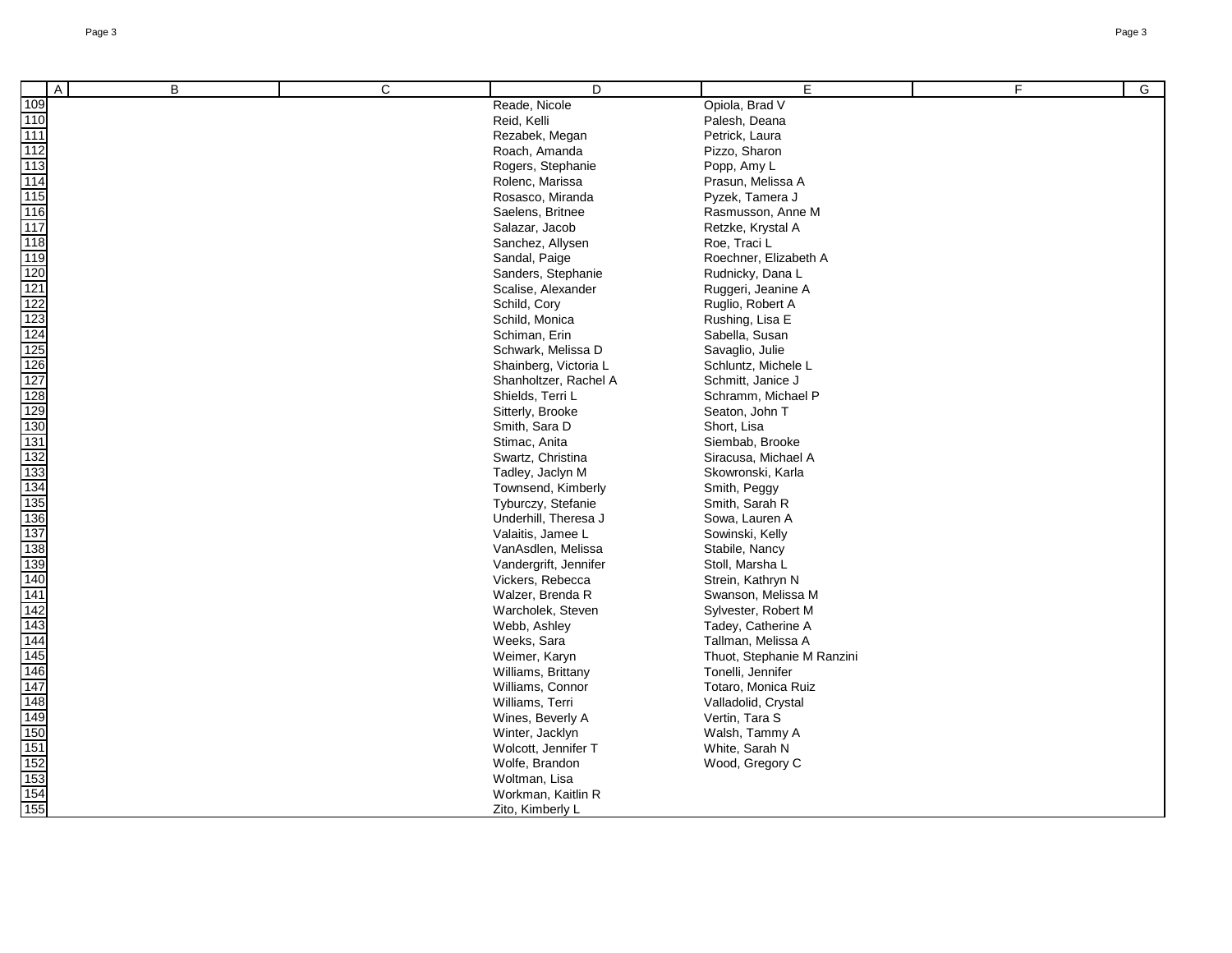|  | A | B | C | D | E | F | G |
|---|---|---|---|---|---|---|---|
| 109 | | | | Reade, Nicole | Opiola, Brad V | | |
| 110 | | | | Reid, Kelli | Palesh, Deana | | |
| 111 | | | | Rezabek, Megan | Petrick, Laura | | |
| 112 | | | | Roach, Amanda | Pizzo, Sharon | | |
| 113 | | | | Rogers, Stephanie | Popp, Amy L | | |
| 114 | | | | Rolenc, Marissa | Prasun, Melissa A | | |
| 115 | | | | Rosasco, Miranda | Pyzek, Tamera J | | |
| 116 | | | | Saelens, Britnee | Rasmusson, Anne M | | |
| 117 | | | | Salazar, Jacob | Retzke, Krystal A | | |
| 118 | | | | Sanchez, Allysen | Roe, Traci L | | |
| 119 | | | | Sandal, Paige | Roechner, Elizabeth A | | |
| 120 | | | | Sanders, Stephanie | Rudnicky, Dana L | | |
| 121 | | | | Scalise, Alexander | Ruggeri, Jeanine A | | |
| 122 | | | | Schild, Cory | Ruglio, Robert A | | |
| 123 | | | | Schild, Monica | Rushing, Lisa E | | |
| 124 | | | | Schiman, Erin | Sabella, Susan | | |
| 125 | | | | Schwark, Melissa D | Savaglio, Julie | | |
| 126 | | | | Shainberg, Victoria L | Schluntz, Michele L | | |
| 127 | | | | Shanholtzer, Rachel A | Schmitt, Janice J | | |
| 128 | | | | Shields, Terri L | Schramm, Michael P | | |
| 129 | | | | Sitterly, Brooke | Seaton, John T | | |
| 130 | | | | Smith, Sara D | Short, Lisa | | |
| 131 | | | | Stimac, Anita | Siembab, Brooke | | |
| 132 | | | | Swartz, Christina | Siracusa, Michael A | | |
| 133 | | | | Tadley, Jaclyn M | Skowronski, Karla | | |
| 134 | | | | Townsend, Kimberly | Smith, Peggy | | |
| 135 | | | | Tyburczy, Stefanie | Smith, Sarah R | | |
| 136 | | | | Underhill, Theresa J | Sowa, Lauren A | | |
| 137 | | | | Valaitis, Jamee L | Sowinski, Kelly | | |
| 138 | | | | VanAsdlen, Melissa | Stabile, Nancy | | |
| 139 | | | | Vandergrift, Jennifer | Stoll, Marsha L | | |
| 140 | | | | Vickers, Rebecca | Strein, Kathryn N | | |
| 141 | | | | Walzer, Brenda R | Swanson, Melissa M | | |
| 142 | | | | Warcholek, Steven | Sylvester, Robert M | | |
| 143 | | | | Webb, Ashley | Tadey, Catherine A | | |
| 144 | | | | Weeks, Sara | Tallman, Melissa A | | |
| 145 | | | | Weimer, Karyn | Thuot, Stephanie M Ranzini | | |
| 146 | | | | Williams, Brittany | Tonelli, Jennifer | | |
| 147 | | | | Williams, Connor | Totaro, Monica Ruiz | | |
| 148 | | | | Williams, Terri | Valladolid, Crystal | | |
| 149 | | | | Wines, Beverly A | Vertin, Tara S | | |
| 150 | | | | Winter, Jacklyn | Walsh, Tammy A | | |
| 151 | | | | Wolcott, Jennifer T | White, Sarah N | | |
| 152 | | | | Wolfe, Brandon | Wood, Gregory C | | |
| 153 | | | | Woltman, Lisa | | | |
| 154 | | | | Workman, Kaitlin R | | | |
| 155 | | | | Zito, Kimberly L | | | |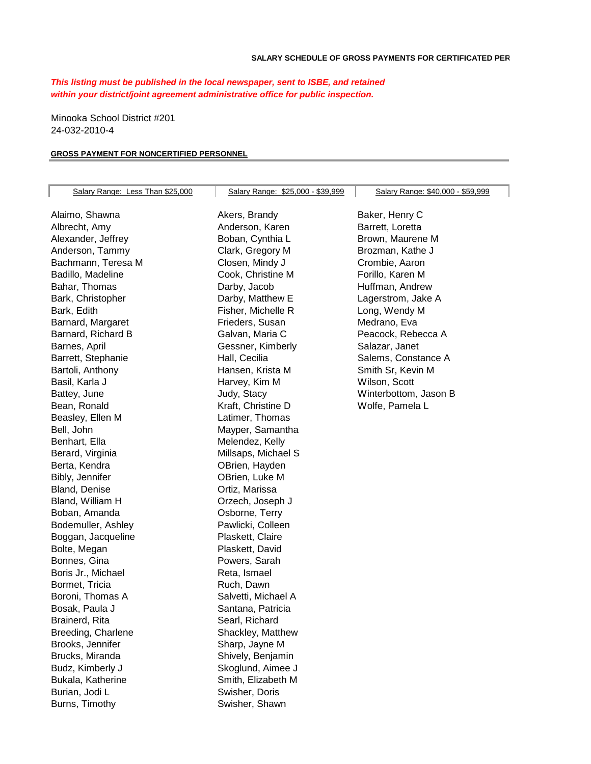**SALARY SCHEDULE OF GROSS PAYMENTS FOR CERTIFICATED PER**

***This listing must be published in the local newspaper, sent to ISBE, and retained within your district/joint agreement administrative office for public inspection.***

Minooka School District #201
24-032-2010-4

**GROSS PAYMENT FOR NONCERTIFIED PERSONNEL**

| Salary Range: Less Than $25,000 | Salary Range: $25,000 - $39,999 | Salary Range: $40,000 - $59,999 |
|---|---|---|
| Alaimo, Shawna | Akers, Brandy | Baker, Henry C |
| Albrecht, Amy | Anderson, Karen | Barrett, Loretta |
| Alexander, Jeffrey | Boban, Cynthia L | Brown, Maurene M |
| Anderson, Tammy | Clark, Gregory M | Brozman, Kathe J |
| Bachmann, Teresa M | Closen, Mindy J | Crombie, Aaron |
| Badillo, Madeline | Cook, Christine M | Forillo, Karen M |
| Bahar, Thomas | Darby, Jacob | Huffman, Andrew |
| Bark, Christopher | Darby, Matthew E | Lagerstrom, Jake A |
| Bark, Edith | Fisher, Michelle R | Long, Wendy M |
| Barnard, Margaret | Frieders, Susan | Medrano, Eva |
| Barnard, Richard B | Galvan, Maria C | Peacock, Rebecca A |
| Barnes, April | Gessner, Kimberly | Salazar, Janet |
| Barrett, Stephanie | Hall, Cecilia | Salems, Constance A |
| Bartoli, Anthony | Hansen, Krista M | Smith Sr, Kevin M |
| Basil, Karla J | Harvey, Kim M | Wilson, Scott |
| Battey, June | Judy, Stacy | Winterbottom, Jason B |
| Bean, Ronald | Kraft, Christine D | Wolfe, Pamela L |
| Beasley, Ellen M | Latimer, Thomas | |
| Bell, John | Mayper, Samantha | |
| Benhart, Ella | Melendez, Kelly | |
| Berard, Virginia | Millsaps, Michael S | |
| Berta, Kendra | OBrien, Hayden | |
| Bibly, Jennifer | OBrien, Luke M | |
| Bland, Denise | Ortiz, Marissa | |
| Bland, William H | Orzech, Joseph J | |
| Boban, Amanda | Osborne, Terry | |
| Bodemuller, Ashley | Pawlicki, Colleen | |
| Boggan, Jacqueline | Plaskett, Claire | |
| Bolte, Megan | Plaskett, David | |
| Bonnes, Gina | Powers, Sarah | |
| Boris Jr., Michael | Reta, Ismael | |
| Bormet, Tricia | Ruch, Dawn | |
| Boroni, Thomas A | Salvetti, Michael A | |
| Bosak, Paula J | Santana, Patricia | |
| Brainerd, Rita | Searl, Richard | |
| Breeding, Charlene | Shackley, Matthew | |
| Brooks, Jennifer | Sharp, Jayne M | |
| Brucks, Miranda | Shively, Benjamin | |
| Budz, Kimberly J | Skoglund, Aimee J | |
| Bukala, Katherine | Smith, Elizabeth M | |
| Burian, Jodi L | Swisher, Doris | |
| Burns, Timothy | Swisher, Shawn | |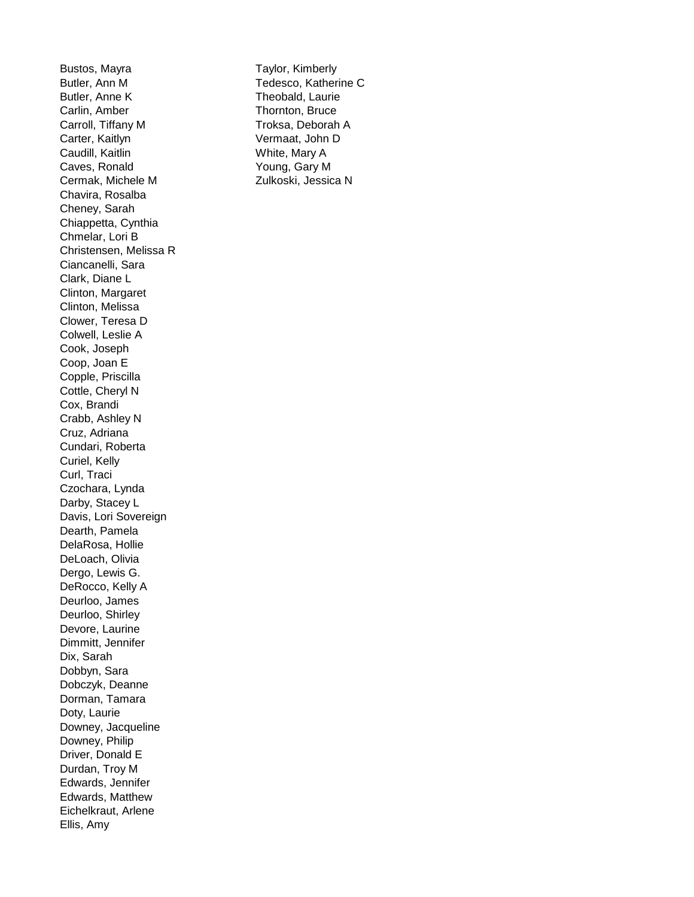Bustos, Mayra
Butler, Ann M
Butler, Anne K
Carlin, Amber
Carroll, Tiffany M
Carter, Kaitlyn
Caudill, Kaitlin
Caves, Ronald
Cermak, Michele M
Chavira, Rosalba
Cheney, Sarah
Chiappetta, Cynthia
Chmelar, Lori B
Christensen, Melissa R
Ciancanelli, Sara
Clark, Diane L
Clinton, Margaret
Clinton, Melissa
Clower, Teresa D
Colwell, Leslie A
Cook, Joseph
Coop, Joan E
Copple, Priscilla
Cottle, Cheryl N
Cox, Brandi
Crabb, Ashley N
Cruz, Adriana
Cundari, Roberta
Curiel, Kelly
Curl, Traci
Czochara, Lynda
Darby, Stacey L
Davis, Lori Sovereign
Dearth, Pamela
DelaRosa, Hollie
DeLoach, Olivia
Dergo, Lewis G.
DeRocco, Kelly A
Deurloo, James
Deurloo, Shirley
Devore, Laurine
Dimmitt, Jennifer
Dix, Sarah
Dobbyn, Sara
Dobczyk, Deanne
Dorman, Tamara
Doty, Laurie
Downey, Jacqueline
Downey, Philip
Driver, Donald E
Durdan, Troy M
Edwards, Jennifer
Edwards, Matthew
Eichelkraut, Arlene
Ellis, Amy
Taylor, Kimberly
Tedesco, Katherine C
Theobald, Laurie
Thornton, Bruce
Troksa, Deborah A
Vermaat, John D
White, Mary A
Young, Gary M
Zulkoski, Jessica N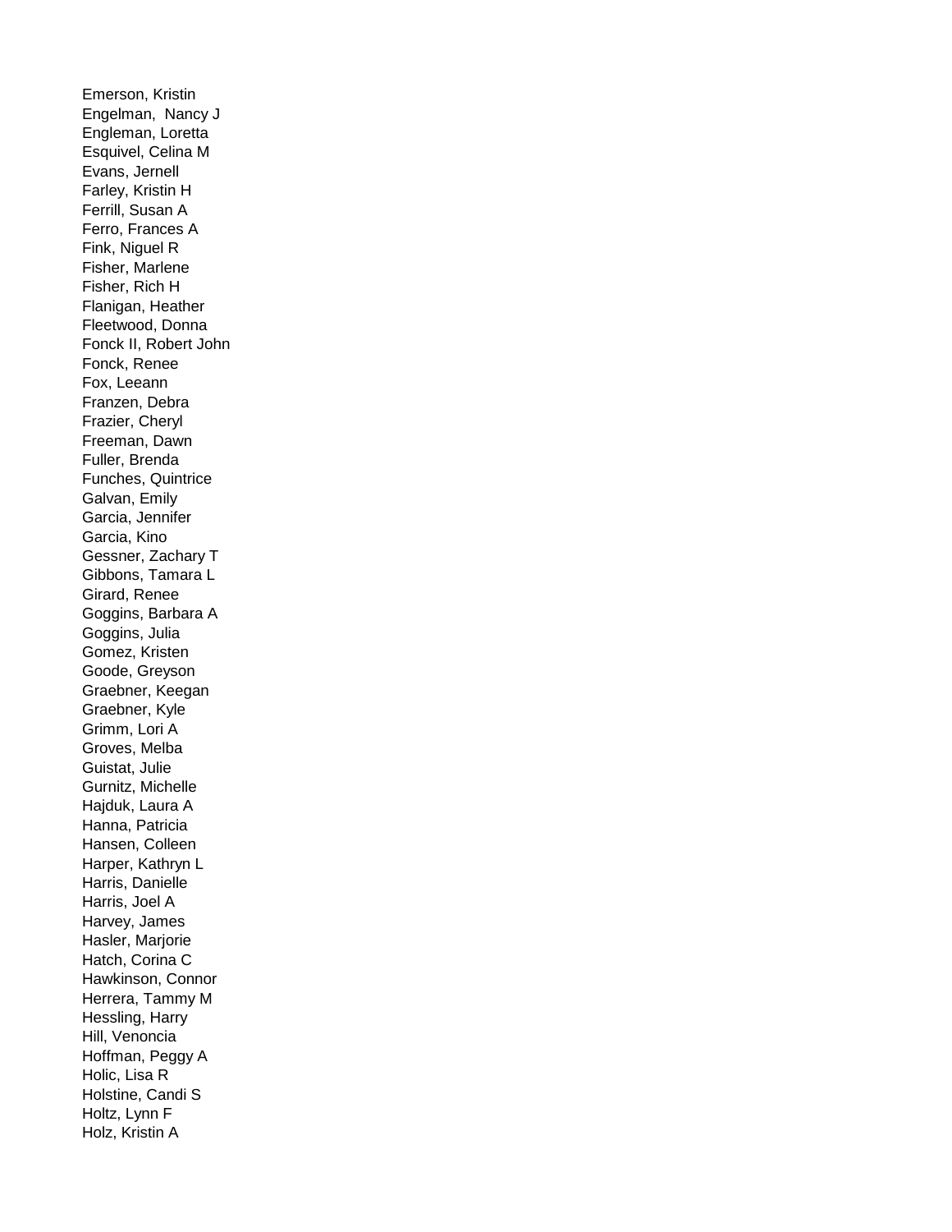Emerson, Kristin
Engelman,  Nancy J
Engleman, Loretta
Esquivel, Celina M
Evans, Jernell
Farley, Kristin H
Ferrill, Susan A
Ferro, Frances A
Fink, Niguel R
Fisher, Marlene
Fisher, Rich H
Flanigan, Heather
Fleetwood, Donna
Fonck II, Robert John
Fonck, Renee
Fox, Leeann
Franzen, Debra
Frazier, Cheryl
Freeman, Dawn
Fuller, Brenda
Funches, Quintrice
Galvan, Emily
Garcia, Jennifer
Garcia, Kino
Gessner, Zachary T
Gibbons, Tamara L
Girard, Renee
Goggins, Barbara A
Goggins, Julia
Gomez, Kristen
Goode, Greyson
Graebner, Keegan
Graebner, Kyle
Grimm, Lori A
Groves, Melba
Guistat, Julie
Gurnitz, Michelle
Hajduk, Laura A
Hanna, Patricia
Hansen, Colleen
Harper, Kathryn L
Harris, Danielle
Harris, Joel A
Harvey, James
Hasler, Marjorie
Hatch, Corina C
Hawkinson, Connor
Herrera, Tammy M
Hessling, Harry
Hill, Venoncia
Hoffman, Peggy A
Holic, Lisa R
Holstine, Candi S
Holtz, Lynn F
Holz, Kristin A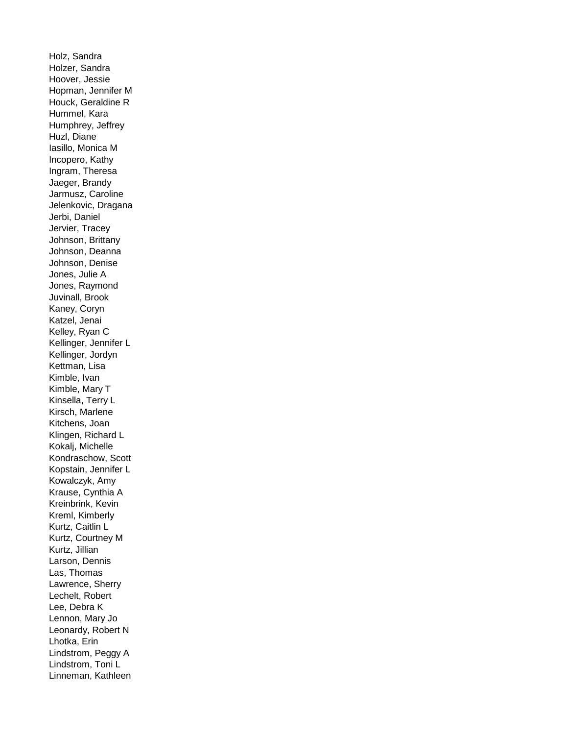Holz, Sandra
Holzer, Sandra
Hoover, Jessie
Hopman, Jennifer M
Houck, Geraldine R
Hummel, Kara
Humphrey, Jeffrey
Huzl, Diane
Iasillo, Monica M
Incopero, Kathy
Ingram, Theresa
Jaeger, Brandy
Jarmusz, Caroline
Jelenkovic, Dragana
Jerbi, Daniel
Jervier, Tracey
Johnson, Brittany
Johnson, Deanna
Johnson, Denise
Jones, Julie A
Jones, Raymond
Juvinall, Brook
Kaney, Coryn
Katzel, Jenai
Kelley, Ryan C
Kellinger, Jennifer L
Kellinger, Jordyn
Kettman, Lisa
Kimble, Ivan
Kimble, Mary T
Kinsella, Terry L
Kirsch, Marlene
Kitchens, Joan
Klingen, Richard L
Kokalj, Michelle
Kondraschow, Scott
Kopstain, Jennifer L
Kowalczyk, Amy
Krause, Cynthia A
Kreinbrink, Kevin
Kreml, Kimberly
Kurtz, Caitlin L
Kurtz, Courtney M
Kurtz, Jillian
Larson, Dennis
Las, Thomas
Lawrence, Sherry
Lechelt, Robert
Lee, Debra K
Lennon, Mary Jo
Leonardy, Robert N
Lhotka, Erin
Lindstrom, Peggy A
Lindstrom, Toni L
Linneman, Kathleen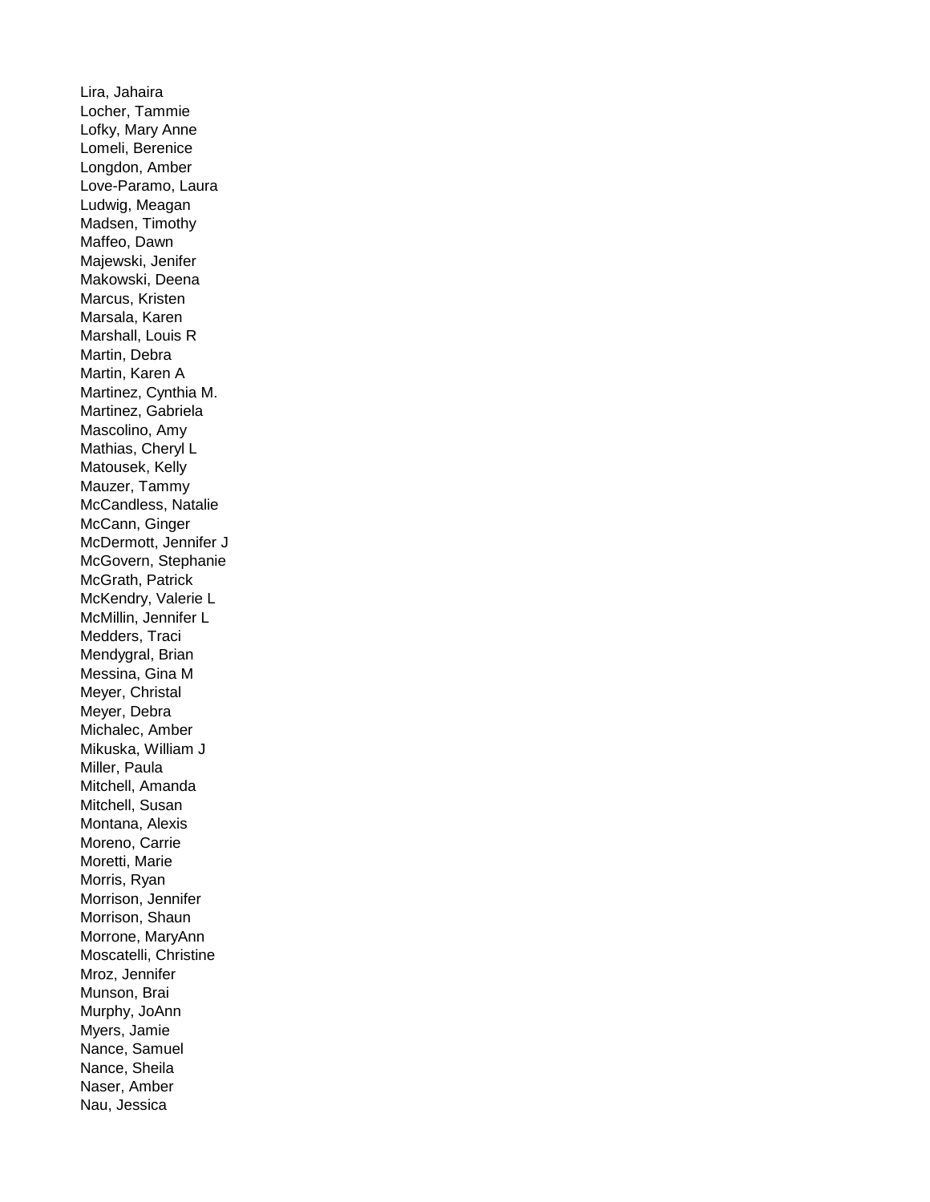Lira, Jahaira
Locher, Tammie
Lofky, Mary Anne
Lomeli, Berenice
Longdon, Amber
Love-Paramo, Laura
Ludwig, Meagan
Madsen, Timothy
Maffeo, Dawn
Majewski, Jenifer
Makowski, Deena
Marcus, Kristen
Marsala, Karen
Marshall, Louis R
Martin, Debra
Martin, Karen A
Martinez, Cynthia M.
Martinez, Gabriela
Mascolino, Amy
Mathias, Cheryl L
Matousek, Kelly
Mauzer, Tammy
McCandless, Natalie
McCann, Ginger
McDermott, Jennifer J
McGovern, Stephanie
McGrath, Patrick
McKendry, Valerie L
McMillin, Jennifer L
Medders, Traci
Mendygral, Brian
Messina, Gina M
Meyer, Christal
Meyer, Debra
Michalec, Amber
Mikuska, William J
Miller, Paula
Mitchell, Amanda
Mitchell, Susan
Montana, Alexis
Moreno, Carrie
Moretti, Marie
Morris, Ryan
Morrison, Jennifer
Morrison, Shaun
Morrone, MaryAnn
Moscatelli, Christine
Mroz, Jennifer
Munson, Brai
Murphy, JoAnn
Myers, Jamie
Nance, Samuel
Nance, Sheila
Naser, Amber
Nau, Jessica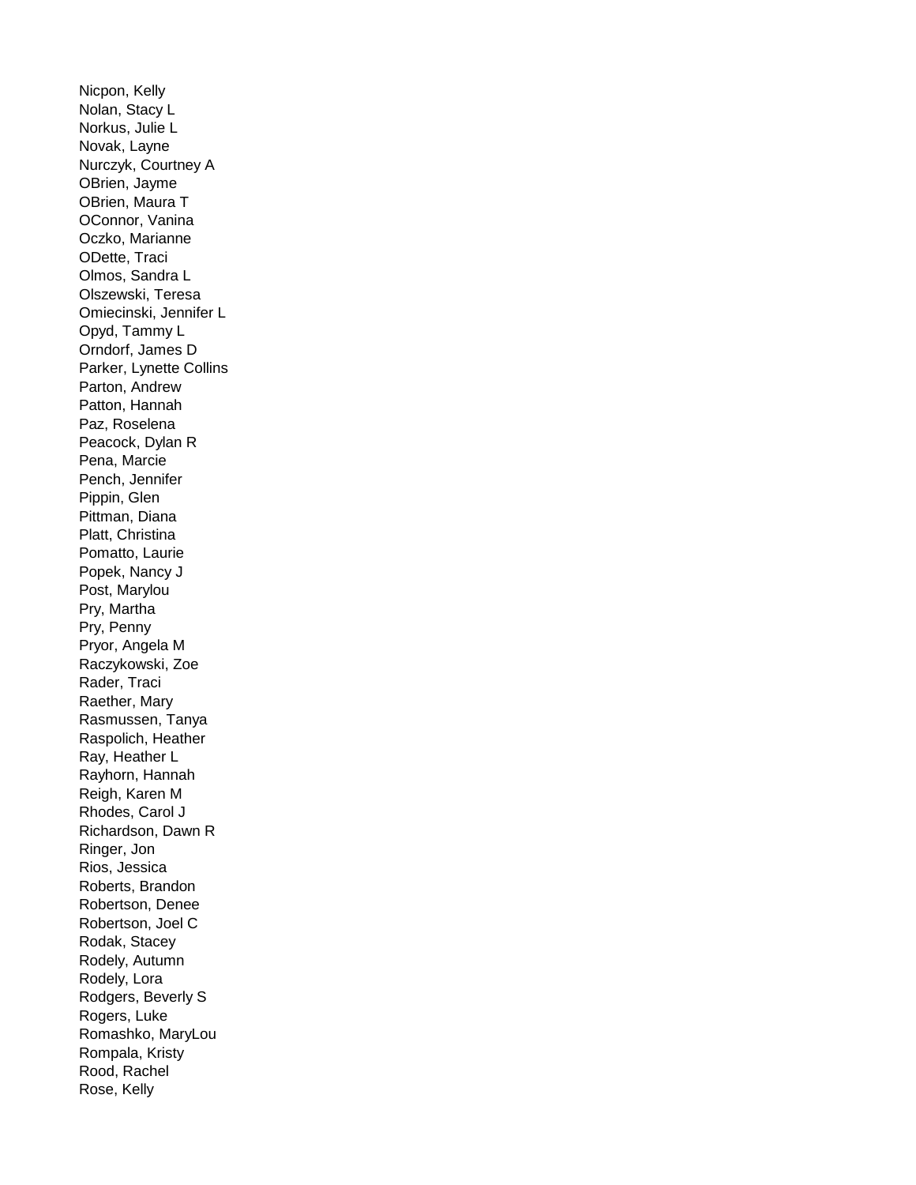Nicpon, Kelly
Nolan, Stacy L
Norkus, Julie L
Novak, Layne
Nurczyk, Courtney A
OBrien, Jayme
OBrien, Maura T
OConnor, Vanina
Oczko, Marianne
ODette, Traci
Olmos, Sandra L
Olszewski, Teresa
Omiecinski, Jennifer L
Opyd, Tammy L
Orndorf, James D
Parker, Lynette Collins
Parton, Andrew
Patton, Hannah
Paz, Roselena
Peacock, Dylan R
Pena, Marcie
Pench, Jennifer
Pippin, Glen
Pittman, Diana
Platt, Christina
Pomatto, Laurie
Popek, Nancy J
Post, Marylou
Pry, Martha
Pry, Penny
Pryor, Angela M
Raczykowski, Zoe
Rader, Traci
Raether, Mary
Rasmussen, Tanya
Raspolich, Heather
Ray, Heather L
Rayhorn, Hannah
Reigh, Karen M
Rhodes, Carol J
Richardson, Dawn R
Ringer, Jon
Rios, Jessica
Roberts, Brandon
Robertson, Denee
Robertson, Joel C
Rodak, Stacey
Rodely, Autumn
Rodely, Lora
Rodgers, Beverly S
Rogers, Luke
Romashko, MaryLou
Rompala, Kristy
Rood, Rachel
Rose, Kelly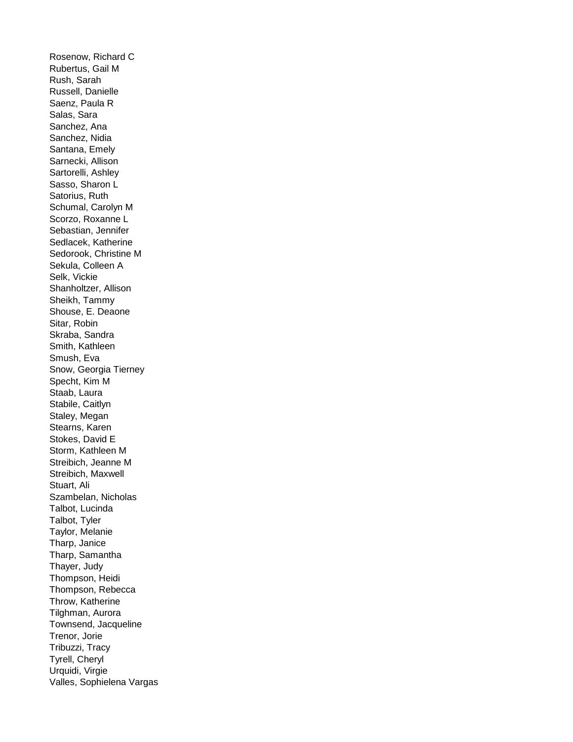Rosenow, Richard C
Rubertus, Gail M
Rush, Sarah
Russell, Danielle
Saenz, Paula R
Salas, Sara
Sanchez, Ana
Sanchez, Nidia
Santana, Emely
Sarnecki, Allison
Sartorelli, Ashley
Sasso, Sharon L
Satorius, Ruth
Schumal, Carolyn M
Scorzo, Roxanne L
Sebastian, Jennifer
Sedlacek, Katherine
Sedorook, Christine M
Sekula, Colleen A
Selk, Vickie
Shanholtzer, Allison
Sheikh, Tammy
Shouse, E. Deaone
Sitar, Robin
Skraba, Sandra
Smith, Kathleen
Smush, Eva
Snow, Georgia Tierney
Specht, Kim M
Staab, Laura
Stabile, Caitlyn
Staley, Megan
Stearns, Karen
Stokes, David E
Storm, Kathleen M
Streibich, Jeanne M
Streibich, Maxwell
Stuart, Ali
Szambelan, Nicholas
Talbot, Lucinda
Talbot, Tyler
Taylor, Melanie
Tharp, Janice
Tharp, Samantha
Thayer, Judy
Thompson, Heidi
Thompson, Rebecca
Throw, Katherine
Tilghman, Aurora
Townsend, Jacqueline
Trenor, Jorie
Tribuzzi, Tracy
Tyrell, Cheryl
Urquidi, Virgie
Valles, Sophielena Vargas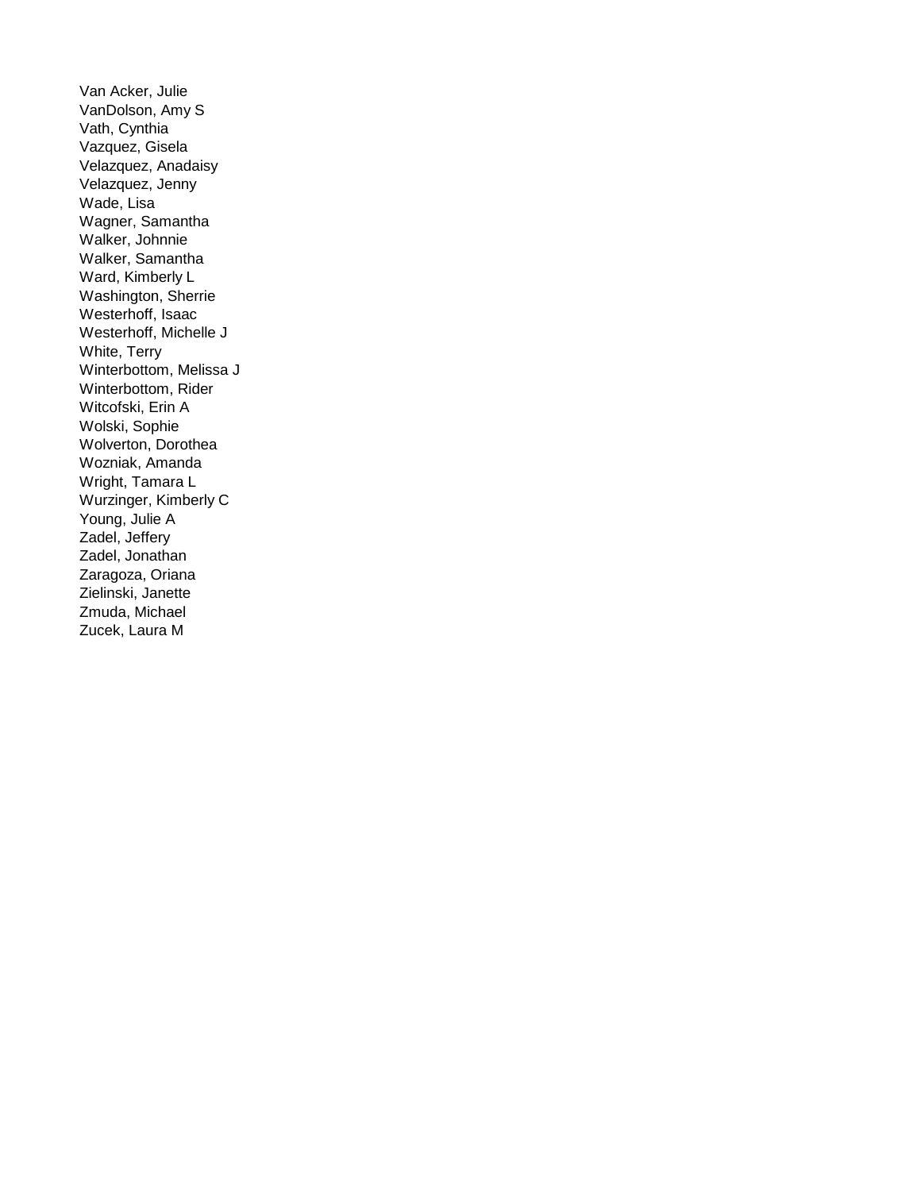Van Acker, Julie
VanDolson, Amy S
Vath, Cynthia
Vazquez, Gisela
Velazquez, Anadaisy
Velazquez, Jenny
Wade, Lisa
Wagner, Samantha
Walker, Johnnie
Walker, Samantha
Ward, Kimberly L
Washington, Sherrie
Westerhoff, Isaac
Westerhoff, Michelle J
White, Terry
Winterbottom, Melissa J
Winterbottom, Rider
Witcofski, Erin A
Wolski, Sophie
Wolverton, Dorothea
Wozniak, Amanda
Wright, Tamara L
Wurzinger, Kimberly C
Young, Julie A
Zadel, Jeffery
Zadel, Jonathan
Zaragoza, Oriana
Zielinski, Janette
Zmuda, Michael
Zucek, Laura M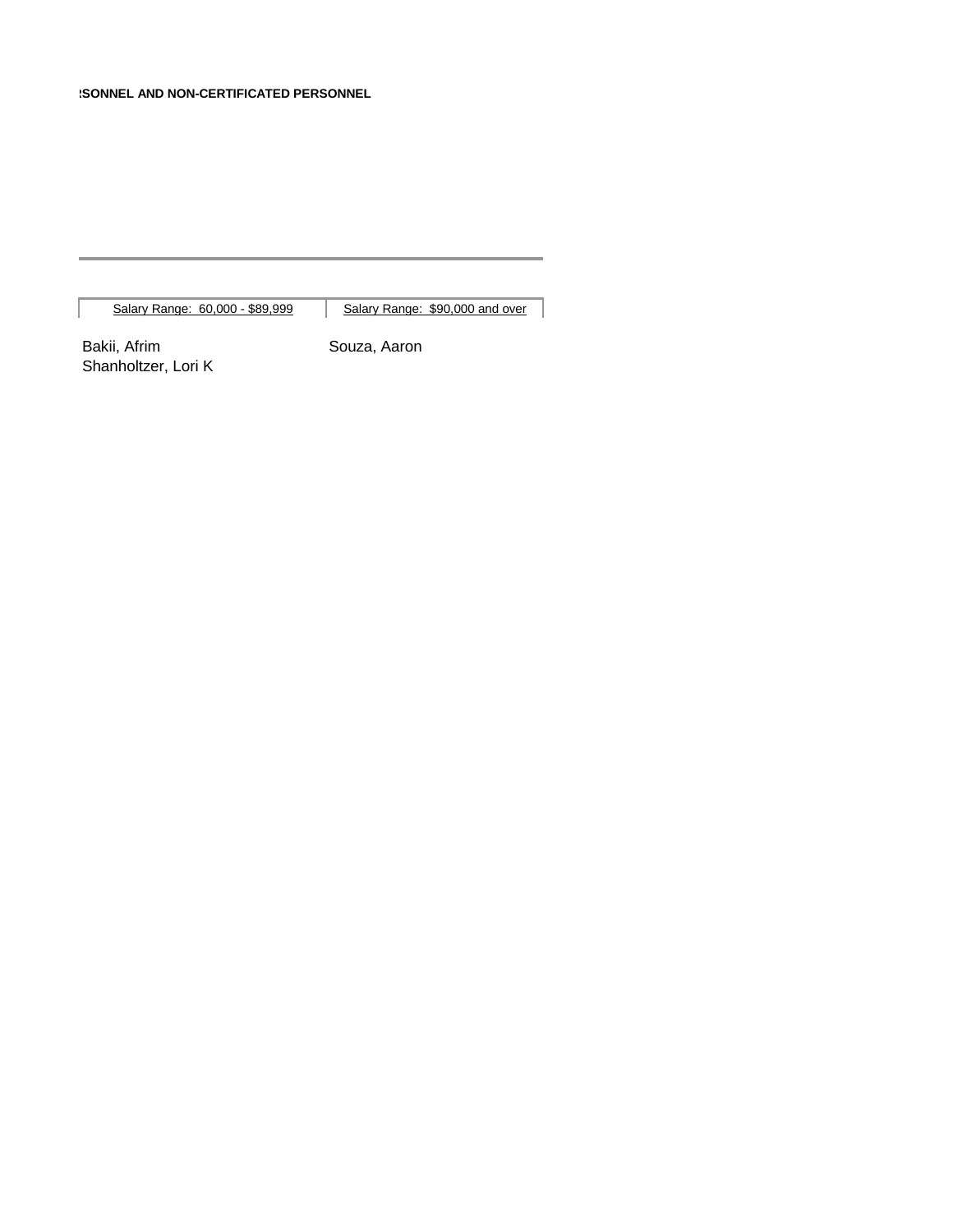**:SONNEL AND NON-CERTIFICATED PERSONNEL**

| Salary Range: 60,000 - $89,999 | Salary Range: $90,000 and over |
|---|---|
| Bakii, Afrim | Souza, Aaron |
| Shanholtzer, Lori K | |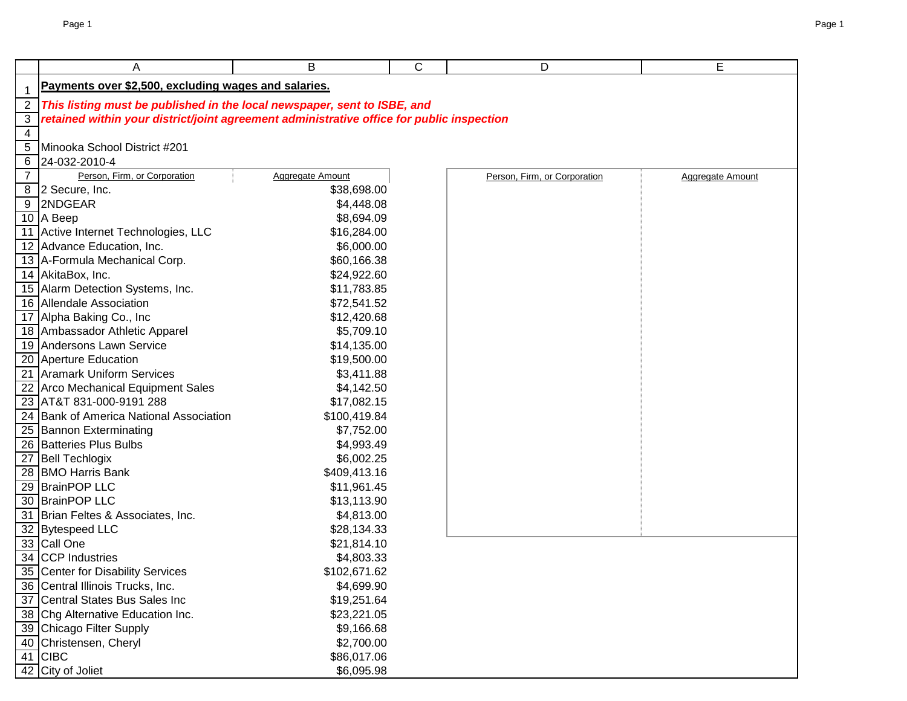**Payments over $2,500, excluding wages and salaries.**

***This listing must be published in the local newspaper, sent to ISBE, and retained within your district/joint agreement administrative office for public inspection***

Minooka School District #201
24-032-2010-4

| Person, Firm, or Corporation | Aggregate Amount |
|---|---|
| 2 Secure, Inc. | $38,698.00 |
| 2NDGEAR | $4,448.08 |
| A Beep | $8,694.09 |
| Active Internet Technologies, LLC | $16,284.00 |
| Advance Education, Inc. | $6,000.00 |
| A-Formula Mechanical Corp. | $60,166.38 |
| AkitaBox, Inc. | $24,922.60 |
| Alarm Detection Systems, Inc. | $11,783.85 |
| Allendale Association | $72,541.52 |
| Alpha Baking Co., Inc | $12,420.68 |
| Ambassador Athletic Apparel | $5,709.10 |
| Andersons Lawn Service | $14,135.00 |
| Aperture Education | $19,500.00 |
| Aramark Uniform Services | $3,411.88 |
| Arco Mechanical Equipment Sales | $4,142.50 |
| AT&T 831-000-9191 288 | $17,082.15 |
| Bank of America National Association | $100,419.84 |
| Bannon Exterminating | $7,752.00 |
| Batteries Plus Bulbs | $4,993.49 |
| Bell Techlogix | $6,002.25 |
| BMO Harris Bank | $409,413.16 |
| BrainPOP LLC | $11,961.45 |
| BrainPOP LLC | $13,113.90 |
| Brian Feltes & Associates, Inc. | $4,813.00 |
| Bytespeed LLC | $28,134.33 |
| Call One | $21,814.10 |
| CCP Industries | $4,803.33 |
| Center for Disability Services | $102,671.62 |
| Central Illinois Trucks, Inc. | $4,699.90 |
| Central States Bus Sales Inc | $19,251.64 |
| Chg Alternative Education Inc. | $23,221.05 |
| Chicago Filter Supply | $9,166.68 |
| Christensen, Cheryl | $2,700.00 |
| CIBC | $86,017.06 |
| City of Joliet | $6,095.98 |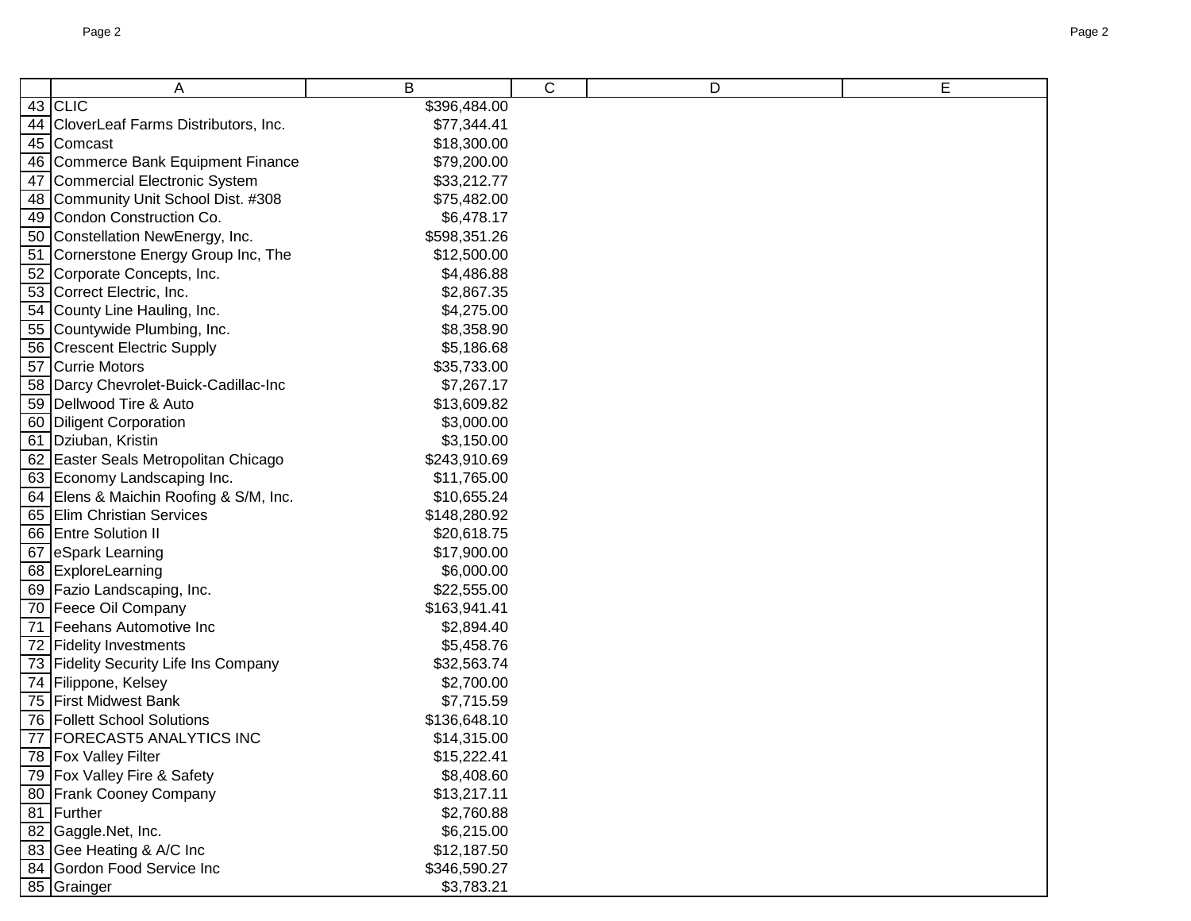| | A | B | C | D | E |
|---|---|---|---|---|---|
| 43 | CLIC | $396,484.00 | | | |
| 44 | CloverLeaf Farms Distributors, Inc. | $77,344.41 | | | |
| 45 | Comcast | $18,300.00 | | | |
| 46 | Commerce Bank Equipment Finance | $79,200.00 | | | |
| 47 | Commercial Electronic System | $33,212.77 | | | |
| 48 | Community Unit School Dist. #308 | $75,482.00 | | | |
| 49 | Condon Construction Co. | $6,478.17 | | | |
| 50 | Constellation NewEnergy, Inc. | $598,351.26 | | | |
| 51 | Cornerstone Energy Group Inc, The | $12,500.00 | | | |
| 52 | Corporate Concepts, Inc. | $4,486.88 | | | |
| 53 | Correct Electric, Inc. | $2,867.35 | | | |
| 54 | County Line Hauling, Inc. | $4,275.00 | | | |
| 55 | Countywide Plumbing, Inc. | $8,358.90 | | | |
| 56 | Crescent Electric Supply | $5,186.68 | | | |
| 57 | Currie Motors | $35,733.00 | | | |
| 58 | Darcy Chevrolet-Buick-Cadillac-Inc | $7,267.17 | | | |
| 59 | Dellwood Tire & Auto | $13,609.82 | | | |
| 60 | Diligent Corporation | $3,000.00 | | | |
| 61 | Dziuban, Kristin | $3,150.00 | | | |
| 62 | Easter Seals Metropolitan Chicago | $243,910.69 | | | |
| 63 | Economy Landscaping Inc. | $11,765.00 | | | |
| 64 | Elens & Maichin Roofing & S/M, Inc. | $10,655.24 | | | |
| 65 | Elim Christian Services | $148,280.92 | | | |
| 66 | Entre Solution II | $20,618.75 | | | |
| 67 | eSpark Learning | $17,900.00 | | | |
| 68 | ExploreLearning | $6,000.00 | | | |
| 69 | Fazio Landscaping, Inc. | $22,555.00 | | | |
| 70 | Feece Oil Company | $163,941.41 | | | |
| 71 | Feehans Automotive Inc | $2,894.40 | | | |
| 72 | Fidelity Investments | $5,458.76 | | | |
| 73 | Fidelity Security Life Ins Company | $32,563.74 | | | |
| 74 | Filippone, Kelsey | $2,700.00 | | | |
| 75 | First Midwest Bank | $7,715.59 | | | |
| 76 | Follett School Solutions | $136,648.10 | | | |
| 77 | FORECAST5 ANALYTICS INC | $14,315.00 | | | |
| 78 | Fox Valley Filter | $15,222.41 | | | |
| 79 | Fox Valley Fire & Safety | $8,408.60 | | | |
| 80 | Frank Cooney Company | $13,217.11 | | | |
| 81 | Further | $2,760.88 | | | |
| 82 | Gaggle.Net, Inc. | $6,215.00 | | | |
| 83 | Gee Heating & A/C Inc | $12,187.50 | | | |
| 84 | Gordon Food Service Inc | $346,590.27 | | | |
| 85 | Grainger | $3,783.21 | | | |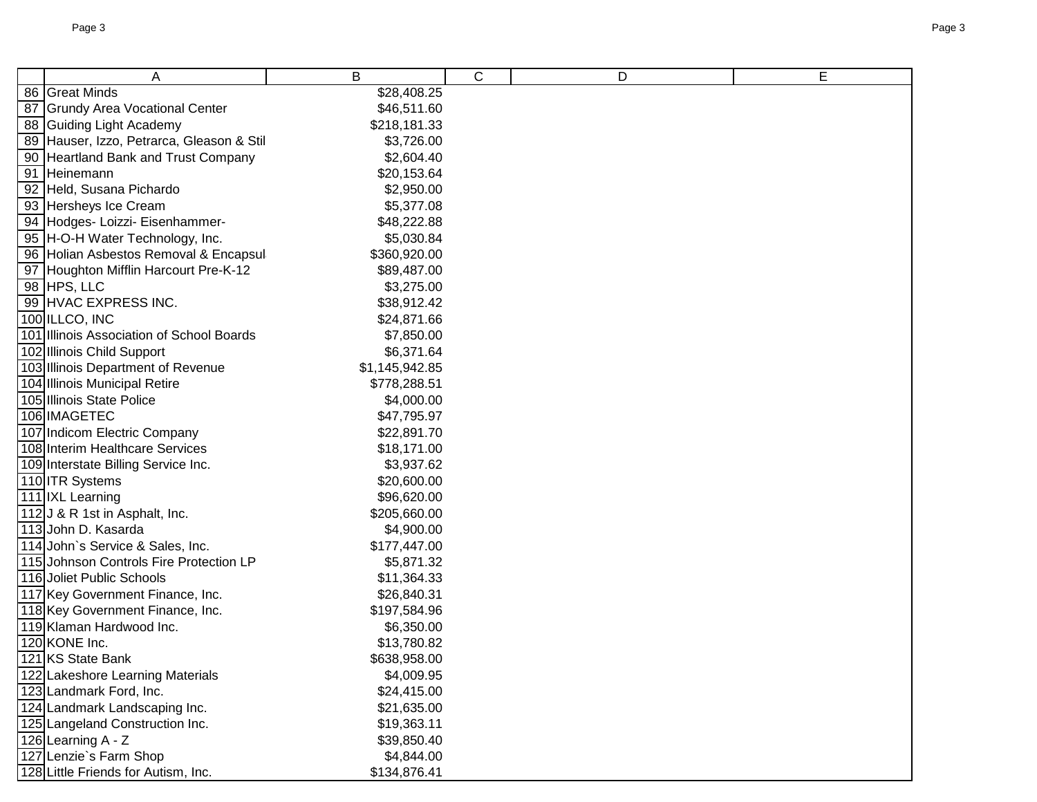| | A | B | C | D | E |
|---|---|---|---|---|---|
| 86 | Great Minds | $28,408.25 | | | |
| 87 | Grundy Area Vocational Center | $46,511.60 | | | |
| 88 | Guiding Light Academy | $218,181.33 | | | |
| 89 | Hauser, Izzo, Petrarca, Gleason & Stil | $3,726.00 | | | |
| 90 | Heartland Bank and Trust Company | $2,604.40 | | | |
| 91 | Heinemann | $20,153.64 | | | |
| 92 | Held, Susana Pichardo | $2,950.00 | | | |
| 93 | Hersheys Ice Cream | $5,377.08 | | | |
| 94 | Hodges- Loizzi- Eisenhammer- | $48,222.88 | | | |
| 95 | H-O-H Water Technology, Inc. | $5,030.84 | | | |
| 96 | Holian Asbestos Removal & Encapsul | $360,920.00 | | | |
| 97 | Houghton Mifflin Harcourt Pre-K-12 | $89,487.00 | | | |
| 98 | HPS, LLC | $3,275.00 | | | |
| 99 | HVAC EXPRESS INC. | $38,912.42 | | | |
| 100 | ILLCO, INC | $24,871.66 | | | |
| 101 | Illinois Association of School Boards | $7,850.00 | | | |
| 102 | Illinois Child Support | $6,371.64 | | | |
| 103 | Illinois Department of Revenue | $1,145,942.85 | | | |
| 104 | Illinois Municipal Retire | $778,288.51 | | | |
| 105 | Illinois State Police | $4,000.00 | | | |
| 106 | IMAGETEC | $47,795.97 | | | |
| 107 | Indicom Electric Company | $22,891.70 | | | |
| 108 | Interim Healthcare Services | $18,171.00 | | | |
| 109 | Interstate Billing Service Inc. | $3,937.62 | | | |
| 110 | ITR Systems | $20,600.00 | | | |
| 111 | IXL Learning | $96,620.00 | | | |
| 112 | J & R 1st in Asphalt, Inc. | $205,660.00 | | | |
| 113 | John D. Kasarda | $4,900.00 | | | |
| 114 | John`s Service & Sales, Inc. | $177,447.00 | | | |
| 115 | Johnson Controls Fire Protection LP | $5,871.32 | | | |
| 116 | Joliet Public Schools | $11,364.33 | | | |
| 117 | Key Government Finance, Inc. | $26,840.31 | | | |
| 118 | Key Government Finance, Inc. | $197,584.96 | | | |
| 119 | Klaman Hardwood Inc. | $6,350.00 | | | |
| 120 | KONE Inc. | $13,780.82 | | | |
| 121 | KS State Bank | $638,958.00 | | | |
| 122 | Lakeshore Learning Materials | $4,009.95 | | | |
| 123 | Landmark Ford, Inc. | $24,415.00 | | | |
| 124 | Landmark Landscaping Inc. | $21,635.00 | | | |
| 125 | Langeland Construction Inc. | $19,363.11 | | | |
| 126 | Learning A - Z | $39,850.40 | | | |
| 127 | Lenzie`s Farm Shop | $4,844.00 | | | |
| 128 | Little Friends for Autism, Inc. | $134,876.41 | | | |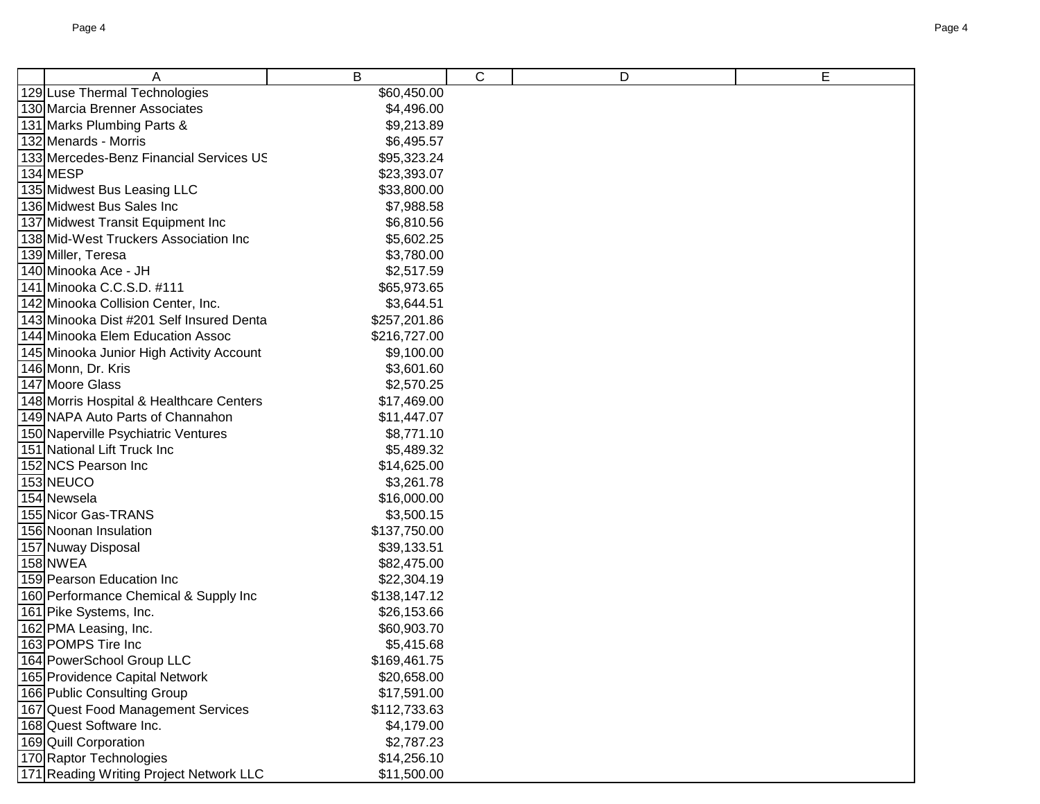| | A | B | C | D | E |
|---|---|---|---|---|---|
| 129 | Luse Thermal Technologies | $60,450.00 | | | |
| 130 | Marcia Brenner Associates | $4,496.00 | | | |
| 131 | Marks Plumbing Parts & | $9,213.89 | | | |
| 132 | Menards - Morris | $6,495.57 | | | |
| 133 | Mercedes-Benz Financial Services US | $95,323.24 | | | |
| 134 | MESP | $23,393.07 | | | |
| 135 | Midwest Bus Leasing LLC | $33,800.00 | | | |
| 136 | Midwest Bus Sales Inc | $7,988.58 | | | |
| 137 | Midwest Transit Equipment Inc | $6,810.56 | | | |
| 138 | Mid-West Truckers Association Inc | $5,602.25 | | | |
| 139 | Miller, Teresa | $3,780.00 | | | |
| 140 | Minooka Ace - JH | $2,517.59 | | | |
| 141 | Minooka C.C.S.D. #111 | $65,973.65 | | | |
| 142 | Minooka Collision Center, Inc. | $3,644.51 | | | |
| 143 | Minooka Dist #201 Self Insured Denta | $257,201.86 | | | |
| 144 | Minooka Elem Education Assoc | $216,727.00 | | | |
| 145 | Minooka Junior High Activity Account | $9,100.00 | | | |
| 146 | Monn, Dr. Kris | $3,601.60 | | | |
| 147 | Moore Glass | $2,570.25 | | | |
| 148 | Morris Hospital & Healthcare Centers | $17,469.00 | | | |
| 149 | NAPA Auto Parts of Channahon | $11,447.07 | | | |
| 150 | Naperville Psychiatric Ventures | $8,771.10 | | | |
| 151 | National Lift Truck Inc | $5,489.32 | | | |
| 152 | NCS Pearson Inc | $14,625.00 | | | |
| 153 | NEUCO | $3,261.78 | | | |
| 154 | Newsela | $16,000.00 | | | |
| 155 | Nicor Gas-TRANS | $3,500.15 | | | |
| 156 | Noonan Insulation | $137,750.00 | | | |
| 157 | Nuway Disposal | $39,133.51 | | | |
| 158 | NWEA | $82,475.00 | | | |
| 159 | Pearson Education Inc | $22,304.19 | | | |
| 160 | Performance Chemical & Supply Inc | $138,147.12 | | | |
| 161 | Pike Systems, Inc. | $26,153.66 | | | |
| 162 | PMA Leasing, Inc. | $60,903.70 | | | |
| 163 | POMPS Tire Inc | $5,415.68 | | | |
| 164 | PowerSchool Group LLC | $169,461.75 | | | |
| 165 | Providence Capital Network | $20,658.00 | | | |
| 166 | Public Consulting Group | $17,591.00 | | | |
| 167 | Quest Food Management Services | $112,733.63 | | | |
| 168 | Quest Software Inc. | $4,179.00 | | | |
| 169 | Quill Corporation | $2,787.23 | | | |
| 170 | Raptor Technologies | $14,256.10 | | | |
| 171 | Reading Writing Project Network LLC | $11,500.00 | | | |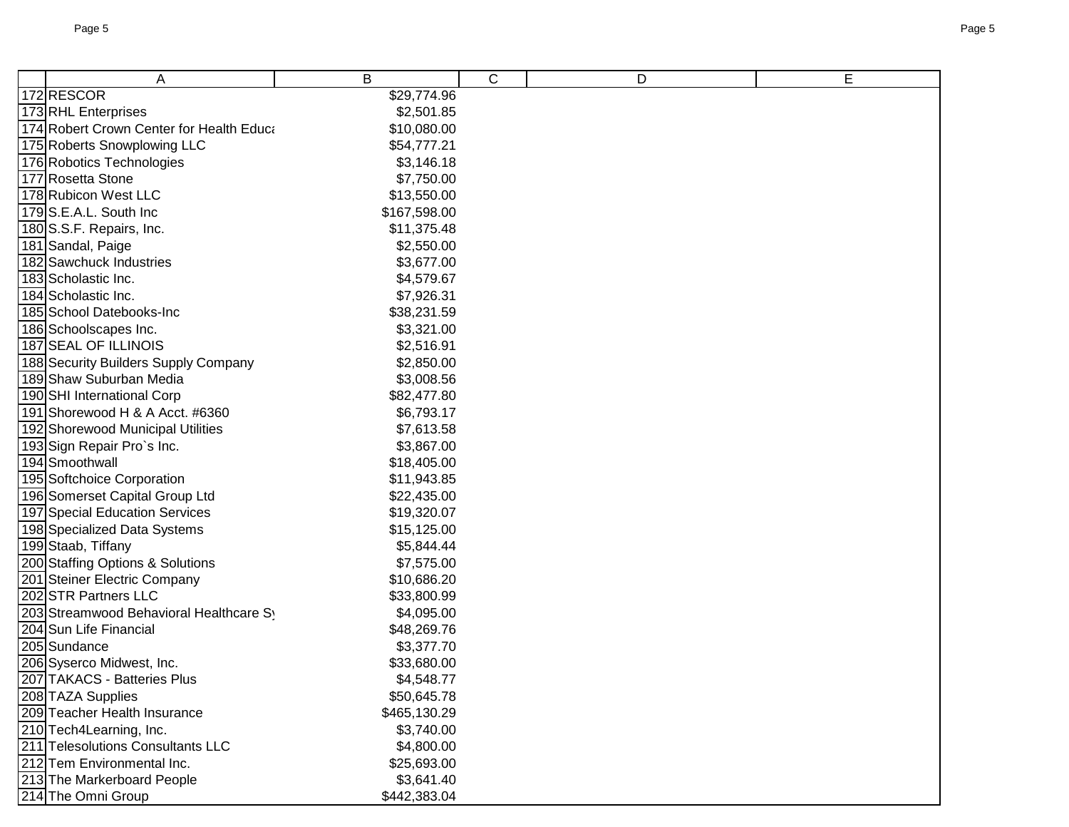| | A | B | C | D | E |
|---|---|---|---|---|---|
| 172 | RESCOR | $29,774.96 | | | |
| 173 | RHL Enterprises | $2,501.85 | | | |
| 174 | Robert Crown Center for Health Educa | $10,080.00 | | | |
| 175 | Roberts Snowplowing LLC | $54,777.21 | | | |
| 176 | Robotics Technologies | $3,146.18 | | | |
| 177 | Rosetta Stone | $7,750.00 | | | |
| 178 | Rubicon West LLC | $13,550.00 | | | |
| 179 | S.E.A.L. South Inc | $167,598.00 | | | |
| 180 | S.S.F. Repairs, Inc. | $11,375.48 | | | |
| 181 | Sandal, Paige | $2,550.00 | | | |
| 182 | Sawchuck Industries | $3,677.00 | | | |
| 183 | Scholastic Inc. | $4,579.67 | | | |
| 184 | Scholastic Inc. | $7,926.31 | | | |
| 185 | School Datebooks-Inc | $38,231.59 | | | |
| 186 | Schoolscapes Inc. | $3,321.00 | | | |
| 187 | SEAL OF ILLINOIS | $2,516.91 | | | |
| 188 | Security Builders Supply Company | $2,850.00 | | | |
| 189 | Shaw Suburban Media | $3,008.56 | | | |
| 190 | SHI International Corp | $82,477.80 | | | |
| 191 | Shorewood H & A Acct. #6360 | $6,793.17 | | | |
| 192 | Shorewood Municipal Utilities | $7,613.58 | | | |
| 193 | Sign Repair Pro`s Inc. | $3,867.00 | | | |
| 194 | Smoothwall | $18,405.00 | | | |
| 195 | Softchoice Corporation | $11,943.85 | | | |
| 196 | Somerset Capital Group Ltd | $22,435.00 | | | |
| 197 | Special Education Services | $19,320.07 | | | |
| 198 | Specialized Data Systems | $15,125.00 | | | |
| 199 | Staab, Tiffany | $5,844.44 | | | |
| 200 | Staffing Options & Solutions | $7,575.00 | | | |
| 201 | Steiner Electric Company | $10,686.20 | | | |
| 202 | STR Partners LLC | $33,800.99 | | | |
| 203 | Streamwood Behavioral Healthcare Sy | $4,095.00 | | | |
| 204 | Sun Life Financial | $48,269.76 | | | |
| 205 | Sundance | $3,377.70 | | | |
| 206 | Syserco Midwest, Inc. | $33,680.00 | | | |
| 207 | TAKACS - Batteries Plus | $4,548.77 | | | |
| 208 | TAZA Supplies | $50,645.78 | | | |
| 209 | Teacher Health Insurance | $465,130.29 | | | |
| 210 | Tech4Learning, Inc. | $3,740.00 | | | |
| 211 | Telesolutions Consultants LLC | $4,800.00 | | | |
| 212 | Tem Environmental Inc. | $25,693.00 | | | |
| 213 | The Markerboard People | $3,641.40 | | | |
| 214 | The Omni Group | $442,383.04 | | | |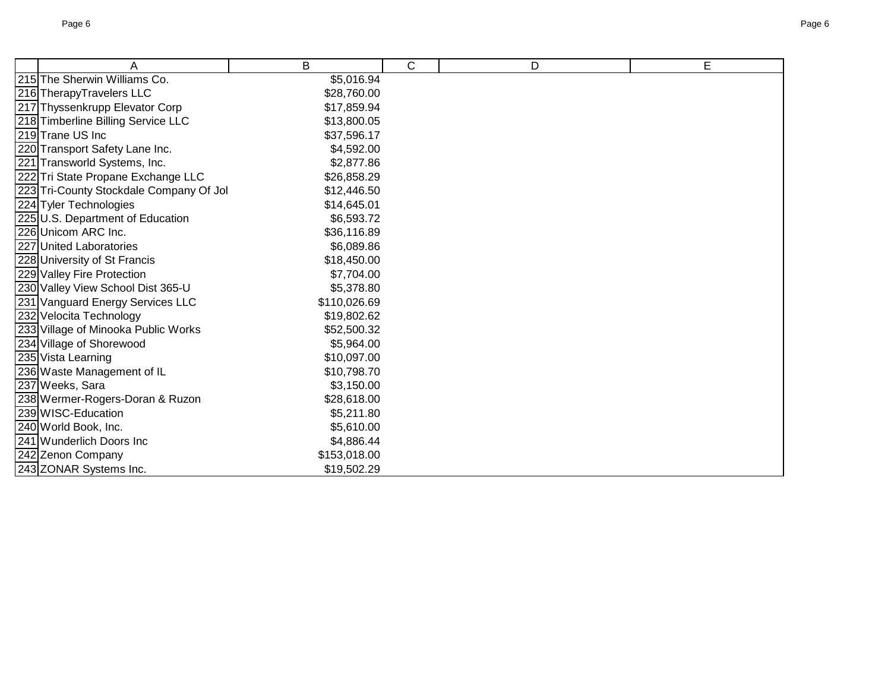| | A | B | C | D | E |
|---|---|---|---|---|---|
| 215 | The Sherwin Williams Co. | $5,016.94 | | | |
| 216 | TherapyTravelers LLC | $28,760.00 | | | |
| 217 | Thyssenkrupp Elevator Corp | $17,859.94 | | | |
| 218 | Timberline Billing Service LLC | $13,800.05 | | | |
| 219 | Trane US Inc | $37,596.17 | | | |
| 220 | Transport Safety Lane Inc. | $4,592.00 | | | |
| 221 | Transworld Systems, Inc. | $2,877.86 | | | |
| 222 | Tri State Propane Exchange LLC | $26,858.29 | | | |
| 223 | Tri-County Stockdale Company Of Jol | $12,446.50 | | | |
| 224 | Tyler Technologies | $14,645.01 | | | |
| 225 | U.S. Department of Education | $6,593.72 | | | |
| 226 | Unicom ARC Inc. | $36,116.89 | | | |
| 227 | United Laboratories | $6,089.86 | | | |
| 228 | University of St Francis | $18,450.00 | | | |
| 229 | Valley Fire Protection | $7,704.00 | | | |
| 230 | Valley View School Dist 365-U | $5,378.80 | | | |
| 231 | Vanguard Energy Services LLC | $110,026.69 | | | |
| 232 | Velocita Technology | $19,802.62 | | | |
| 233 | Village of Minooka Public Works | $52,500.32 | | | |
| 234 | Village of Shorewood | $5,964.00 | | | |
| 235 | Vista Learning | $10,097.00 | | | |
| 236 | Waste Management of IL | $10,798.70 | | | |
| 237 | Weeks, Sara | $3,150.00 | | | |
| 238 | Wermer-Rogers-Doran & Ruzon | $28,618.00 | | | |
| 239 | WISC-Education | $5,211.80 | | | |
| 240 | World Book, Inc. | $5,610.00 | | | |
| 241 | Wunderlich Doors Inc | $4,886.44 | | | |
| 242 | Zenon Company | $153,018.00 | | | |
| 243 | ZONAR Systems Inc. | $19,502.29 | | | |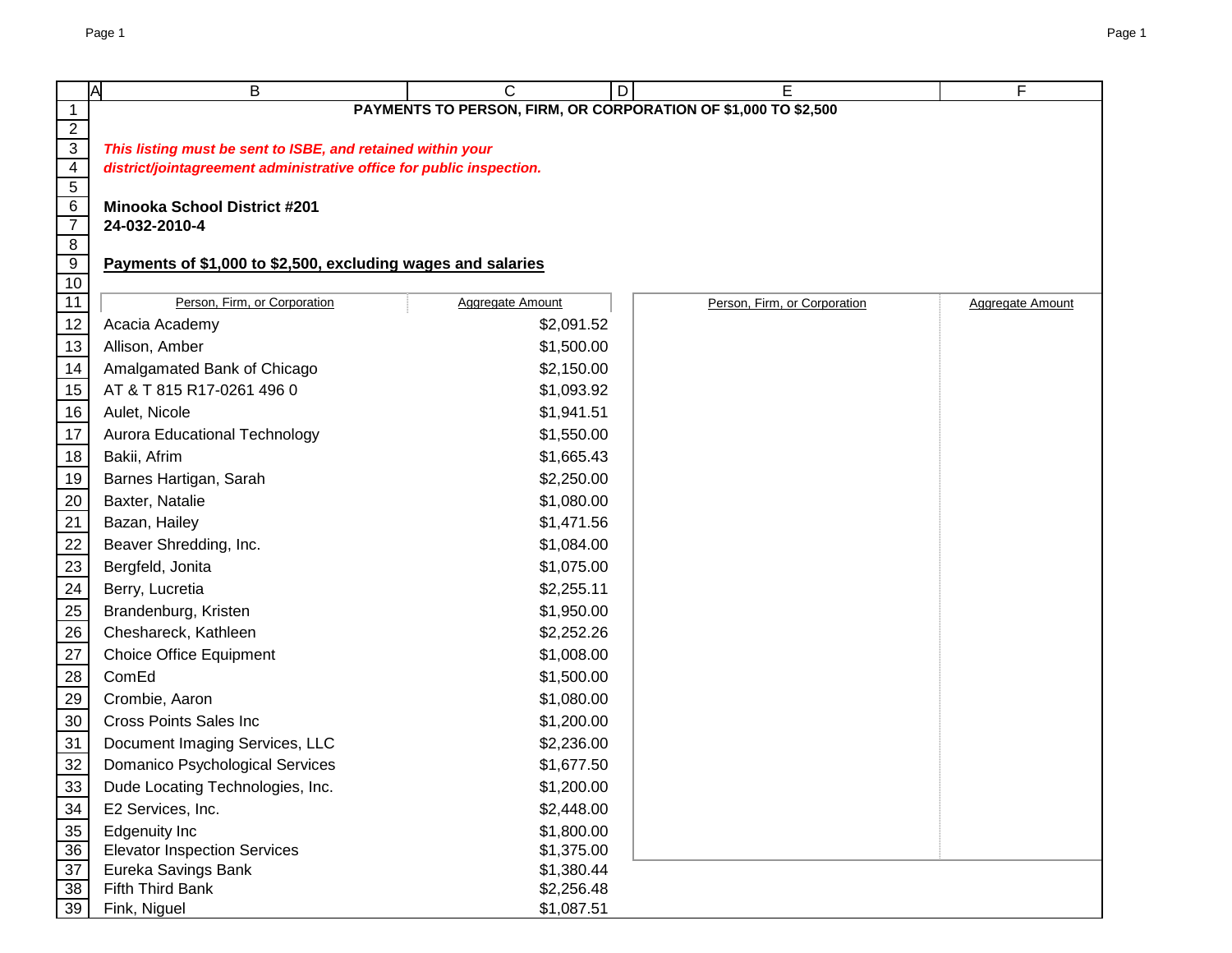# PAYMENTS TO PERSON, FIRM, OR CORPORATION OF $1,000 TO $2,500

***This listing must be sent to ISBE, and retained within your district/jointagreement administrative office for public inspection.***

**Minooka School District #201**
**24-032-2010-4**

## Payments of $1,000 to $2,500, excluding wages and salaries

| Person, Firm, or Corporation | Aggregate Amount | Person, Firm, or Corporation | Aggregate Amount |
|---|---|---|---|
| Acacia Academy | $2,091.52 | | |
| Allison, Amber | $1,500.00 | | |
| Amalgamated Bank of Chicago | $2,150.00 | | |
| AT & T 815 R17-0261 496 0 | $1,093.92 | | |
| Aulet, Nicole | $1,941.51 | | |
| Aurora Educational Technology | $1,550.00 | | |
| Bakii, Afrim | $1,665.43 | | |
| Barnes Hartigan, Sarah | $2,250.00 | | |
| Baxter, Natalie | $1,080.00 | | |
| Bazan, Hailey | $1,471.56 | | |
| Beaver Shredding, Inc. | $1,084.00 | | |
| Bergfeld, Jonita | $1,075.00 | | |
| Berry, Lucretia | $2,255.11 | | |
| Brandenburg, Kristen | $1,950.00 | | |
| Cheshareck, Kathleen | $2,252.26 | | |
| Choice Office Equipment | $1,008.00 | | |
| ComEd | $1,500.00 | | |
| Crombie, Aaron | $1,080.00 | | |
| Cross Points Sales Inc | $1,200.00 | | |
| Document Imaging Services, LLC | $2,236.00 | | |
| Domanico Psychological Services | $1,677.50 | | |
| Dude Locating Technologies, Inc. | $1,200.00 | | |
| E2 Services, Inc. | $2,448.00 | | |
| Edgenuity Inc | $1,800.00 | | |
| Elevator Inspection Services | $1,375.00 | | |
| Eureka Savings Bank | $1,380.44 | | |
| Fifth Third Bank | $2,256.48 | | |
| Fink, Niguel | $1,087.51 | | |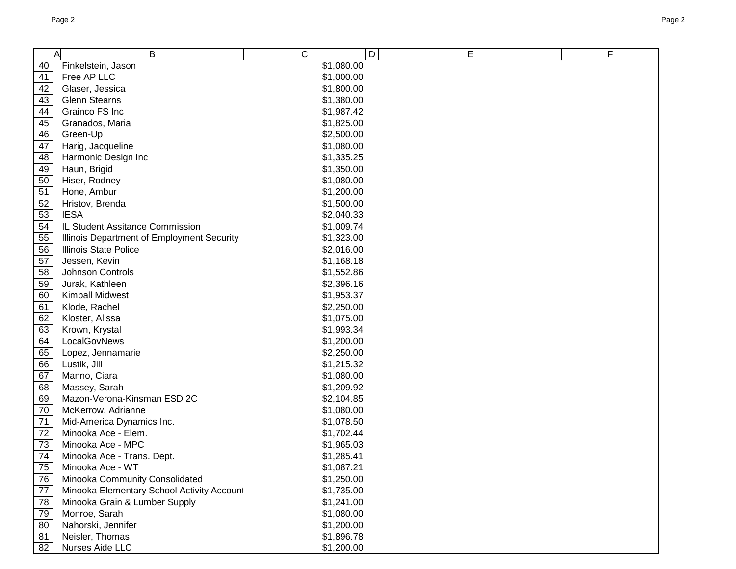| | A | B | C | D | E | F |
|---|---|---|---|---|---|---|
| 40 | | Finkelstein, Jason | $1,080.00 | | | |
| 41 | | Free AP LLC | $1,000.00 | | | |
| 42 | | Glaser, Jessica | $1,800.00 | | | |
| 43 | | Glenn Stearns | $1,380.00 | | | |
| 44 | | Grainco FS Inc | $1,987.42 | | | |
| 45 | | Granados, Maria | $1,825.00 | | | |
| 46 | | Green-Up | $2,500.00 | | | |
| 47 | | Harig, Jacqueline | $1,080.00 | | | |
| 48 | | Harmonic Design Inc | $1,335.25 | | | |
| 49 | | Haun, Brigid | $1,350.00 | | | |
| 50 | | Hiser, Rodney | $1,080.00 | | | |
| 51 | | Hone, Ambur | $1,200.00 | | | |
| 52 | | Hristov, Brenda | $1,500.00 | | | |
| 53 | | IESA | $2,040.33 | | | |
| 54 | | IL Student Assitance Commission | $1,009.74 | | | |
| 55 | | Illinois Department of Employment Security | $1,323.00 | | | |
| 56 | | Illinois State Police | $2,016.00 | | | |
| 57 | | Jessen, Kevin | $1,168.18 | | | |
| 58 | | Johnson Controls | $1,552.86 | | | |
| 59 | | Jurak, Kathleen | $2,396.16 | | | |
| 60 | | Kimball Midwest | $1,953.37 | | | |
| 61 | | Klode, Rachel | $2,250.00 | | | |
| 62 | | Kloster, Alissa | $1,075.00 | | | |
| 63 | | Krown, Krystal | $1,993.34 | | | |
| 64 | | LocalGovNews | $1,200.00 | | | |
| 65 | | Lopez, Jennamarie | $2,250.00 | | | |
| 66 | | Lustik, Jill | $1,215.32 | | | |
| 67 | | Manno, Ciara | $1,080.00 | | | |
| 68 | | Massey, Sarah | $1,209.92 | | | |
| 69 | | Mazon-Verona-Kinsman ESD 2C | $2,104.85 | | | |
| 70 | | McKerrow, Adrianne | $1,080.00 | | | |
| 71 | | Mid-America Dynamics Inc. | $1,078.50 | | | |
| 72 | | Minooka Ace - Elem. | $1,702.44 | | | |
| 73 | | Minooka Ace - MPC | $1,965.03 | | | |
| 74 | | Minooka Ace - Trans. Dept. | $1,285.41 | | | |
| 75 | | Minooka Ace - WT | $1,087.21 | | | |
| 76 | | Minooka Community Consolidated | $1,250.00 | | | |
| 77 | | Minooka Elementary School Activity Account | $1,735.00 | | | |
| 78 | | Minooka Grain & Lumber Supply | $1,241.00 | | | |
| 79 | | Monroe, Sarah | $1,080.00 | | | |
| 80 | | Nahorski, Jennifer | $1,200.00 | | | |
| 81 | | Neisler, Thomas | $1,896.78 | | | |
| 82 | | Nurses Aide LLC | $1,200.00 | | | |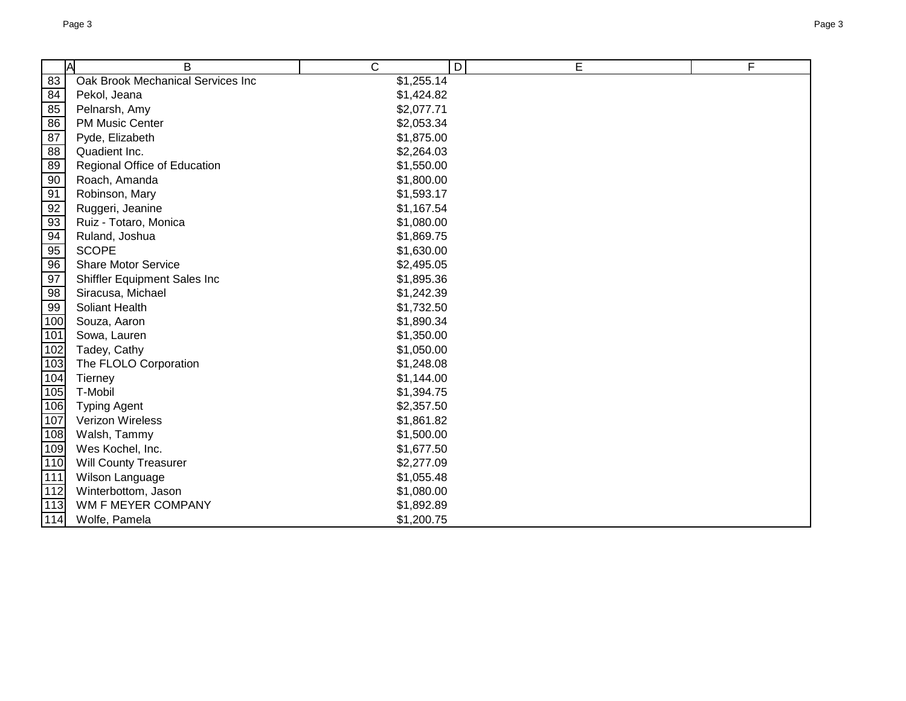| | A | B | C | D | E | F |
|---|---|---|---|---|---|---|
| 83 | | Oak Brook Mechanical Services Inc | $1,255.14 | | | |
| 84 | | Pekol, Jeana | $1,424.82 | | | |
| 85 | | Pelnarsh, Amy | $2,077.71 | | | |
| 86 | | PM Music Center | $2,053.34 | | | |
| 87 | | Pyde, Elizabeth | $1,875.00 | | | |
| 88 | | Quadient Inc. | $2,264.03 | | | |
| 89 | | Regional Office of Education | $1,550.00 | | | |
| 90 | | Roach, Amanda | $1,800.00 | | | |
| 91 | | Robinson, Mary | $1,593.17 | | | |
| 92 | | Ruggeri, Jeanine | $1,167.54 | | | |
| 93 | | Ruiz - Totaro, Monica | $1,080.00 | | | |
| 94 | | Ruland, Joshua | $1,869.75 | | | |
| 95 | | SCOPE | $1,630.00 | | | |
| 96 | | Share Motor Service | $2,495.05 | | | |
| 97 | | Shiffler Equipment Sales Inc | $1,895.36 | | | |
| 98 | | Siracusa, Michael | $1,242.39 | | | |
| 99 | | Soliant Health | $1,732.50 | | | |
| 100 | | Souza, Aaron | $1,890.34 | | | |
| 101 | | Sowa, Lauren | $1,350.00 | | | |
| 102 | | Tadey, Cathy | $1,050.00 | | | |
| 103 | | The FLOLO Corporation | $1,248.08 | | | |
| 104 | | Tierney | $1,144.00 | | | |
| 105 | | T-Mobil | $1,394.75 | | | |
| 106 | | Typing Agent | $2,357.50 | | | |
| 107 | | Verizon Wireless | $1,861.82 | | | |
| 108 | | Walsh, Tammy | $1,500.00 | | | |
| 109 | | Wes Kochel, Inc. | $1,677.50 | | | |
| 110 | | Will County Treasurer | $2,277.09 | | | |
| 111 | | Wilson Language | $1,055.48 | | | |
| 112 | | Winterbottom, Jason | $1,080.00 | | | |
| 113 | | WM F MEYER COMPANY | $1,892.89 | | | |
| 114 | | Wolfe, Pamela | $1,200.75 | | | |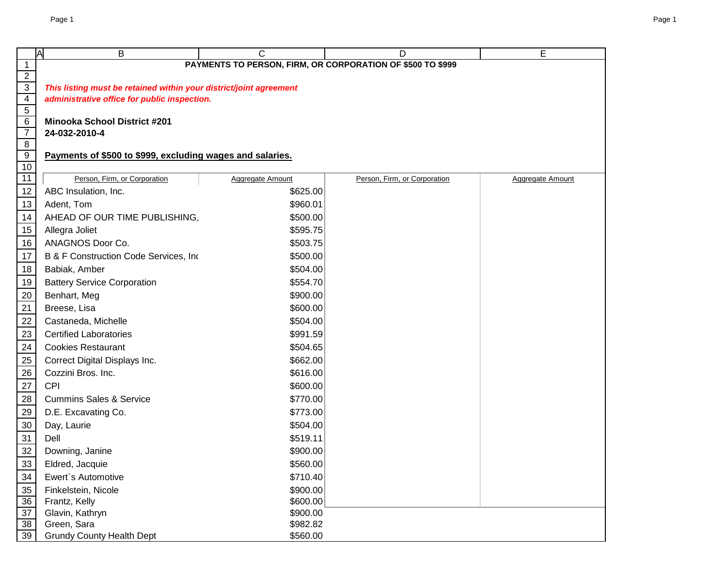**PAYMENTS TO PERSON, FIRM, OR CORPORATION OF $500 TO $999**

***This listing must be retained within your district/joint agreement administrative office for public inspection.***

**Minooka School District #201**
**24-032-2010-4**

**Payments of $500 to $999, excluding wages and salaries.**

| Person, Firm, or Corporation | Aggregate Amount | Person, Firm, or Corporation | Aggregate Amount |
|---|---|---|---|
| ABC Insulation, Inc. | $625.00 | | |
| Adent, Tom | $960.01 | | |
| AHEAD OF OUR TIME PUBLISHING, | $500.00 | | |
| Allegra Joliet | $595.75 | | |
| ANAGNOS Door Co. | $503.75 | | |
| B & F Construction Code Services, Inc | $500.00 | | |
| Babiak, Amber | $504.00 | | |
| Battery Service Corporation | $554.70 | | |
| Benhart, Meg | $900.00 | | |
| Breese, Lisa | $600.00 | | |
| Castaneda, Michelle | $504.00 | | |
| Certified Laboratories | $991.59 | | |
| Cookies Restaurant | $504.65 | | |
| Correct Digital Displays Inc. | $662.00 | | |
| Cozzini Bros. Inc. | $616.00 | | |
| CPI | $600.00 | | |
| Cummins Sales & Service | $770.00 | | |
| D.E. Excavating Co. | $773.00 | | |
| Day, Laurie | $504.00 | | |
| Dell | $519.11 | | |
| Downing, Janine | $900.00 | | |
| Eldred, Jacquie | $560.00 | | |
| Ewert`s Automotive | $710.40 | | |
| Finkelstein, Nicole | $900.00 | | |
| Frantz, Kelly | $600.00 | | |
| Glavin, Kathryn | $900.00 | | |
| Green, Sara | $982.82 | | |
| Grundy County Health Dept | $560.00 | | |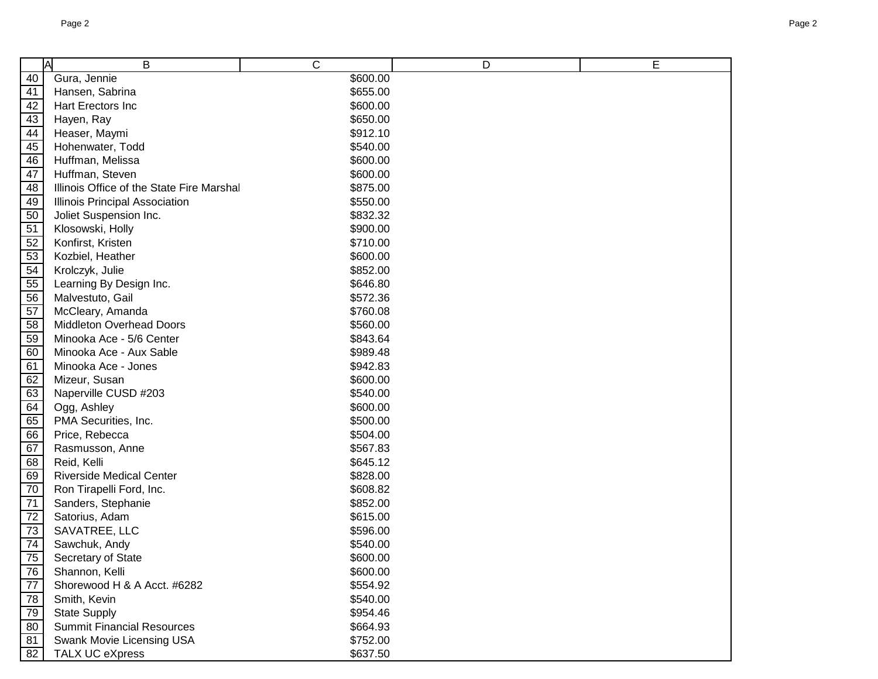| | A | B | C | D | E |
|---|---|---|---|---|---|
| 40 | | Gura, Jennie | $600.00 | | |
| 41 | | Hansen, Sabrina | $655.00 | | |
| 42 | | Hart Erectors Inc | $600.00 | | |
| 43 | | Hayen, Ray | $650.00 | | |
| 44 | | Heaser, Maymi | $912.10 | | |
| 45 | | Hohenwater, Todd | $540.00 | | |
| 46 | | Huffman, Melissa | $600.00 | | |
| 47 | | Huffman, Steven | $600.00 | | |
| 48 | | Illinois Office of the State Fire Marshal | $875.00 | | |
| 49 | | Illinois Principal Association | $550.00 | | |
| 50 | | Joliet Suspension Inc. | $832.32 | | |
| 51 | | Klosowski, Holly | $900.00 | | |
| 52 | | Konfirst, Kristen | $710.00 | | |
| 53 | | Kozbiel, Heather | $600.00 | | |
| 54 | | Krolczyk, Julie | $852.00 | | |
| 55 | | Learning By Design Inc. | $646.80 | | |
| 56 | | Malvestuto, Gail | $572.36 | | |
| 57 | | McCleary, Amanda | $760.08 | | |
| 58 | | Middleton Overhead Doors | $560.00 | | |
| 59 | | Minooka Ace - 5/6 Center | $843.64 | | |
| 60 | | Minooka Ace - Aux Sable | $989.48 | | |
| 61 | | Minooka Ace - Jones | $942.83 | | |
| 62 | | Mizeur, Susan | $600.00 | | |
| 63 | | Naperville CUSD #203 | $540.00 | | |
| 64 | | Ogg, Ashley | $600.00 | | |
| 65 | | PMA Securities, Inc. | $500.00 | | |
| 66 | | Price, Rebecca | $504.00 | | |
| 67 | | Rasmusson, Anne | $567.83 | | |
| 68 | | Reid, Kelli | $645.12 | | |
| 69 | | Riverside Medical Center | $828.00 | | |
| 70 | | Ron Tirapelli Ford, Inc. | $608.82 | | |
| 71 | | Sanders, Stephanie | $852.00 | | |
| 72 | | Satorius, Adam | $615.00 | | |
| 73 | | SAVATREE, LLC | $596.00 | | |
| 74 | | Sawchuk, Andy | $540.00 | | |
| 75 | | Secretary of State | $600.00 | | |
| 76 | | Shannon, Kelli | $600.00 | | |
| 77 | | Shorewood H & A Acct. #6282 | $554.92 | | |
| 78 | | Smith, Kevin | $540.00 | | |
| 79 | | State Supply | $954.46 | | |
| 80 | | Summit Financial Resources | $664.93 | | |
| 81 | | Swank Movie Licensing USA | $752.00 | | |
| 82 | | TALX UC eXpress | $637.50 | | |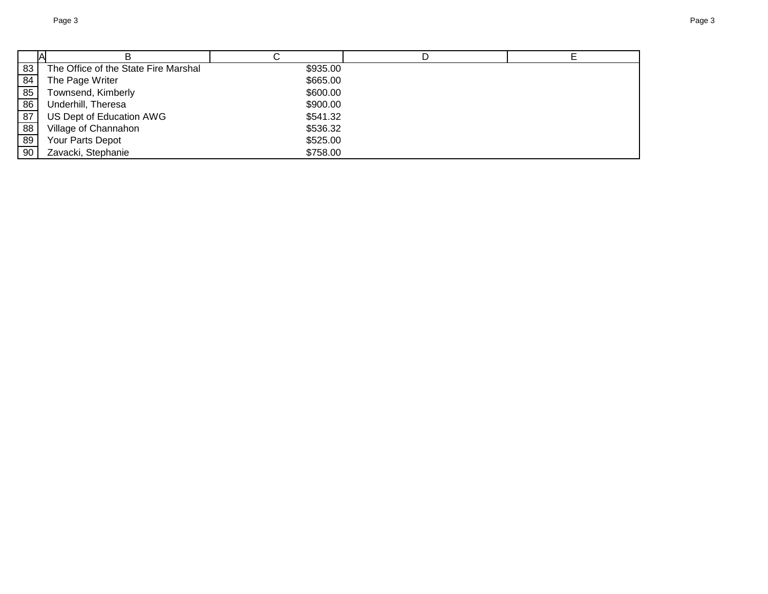| | A | B | C | D | E |
|---|---|---|---|---|---|
| 83 | | The Office of the State Fire Marshal | $935.00 | | |
| 84 | | The Page Writer | $665.00 | | |
| 85 | | Townsend, Kimberly | $600.00 | | |
| 86 | | Underhill, Theresa | $900.00 | | |
| 87 | | US Dept of Education AWG | $541.32 | | |
| 88 | | Village of Channahon | $536.32 | | |
| 89 | | Your Parts Depot | $525.00 | | |
| 90 | | Zavacki, Stephanie | $758.00 | | |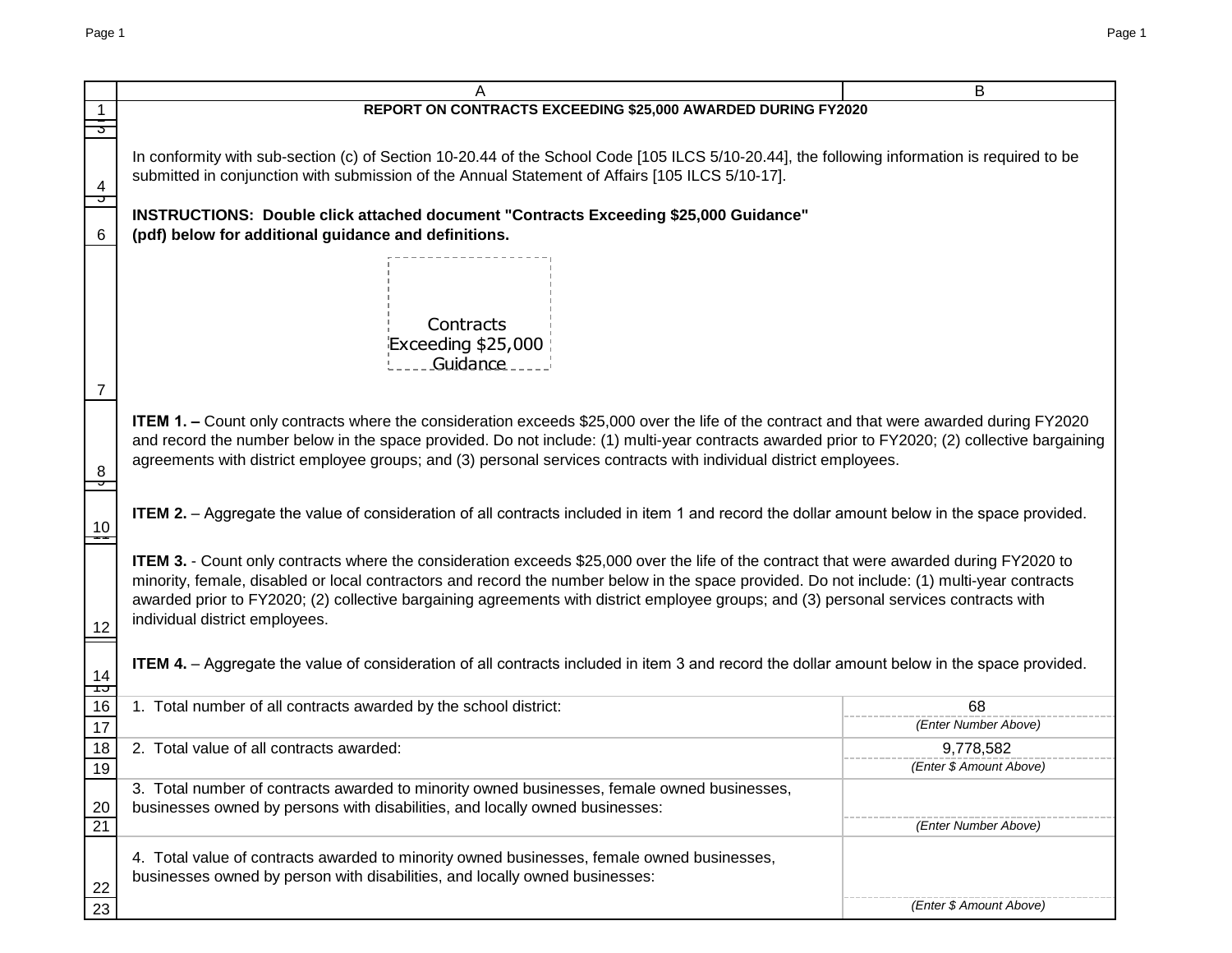# REPORT ON CONTRACTS EXCEEDING $25,000 AWARDED DURING FY2020

In conformity with sub-section (c) of Section 10-20.44 of the School Code [105 ILCS 5/10-20.44], the following information is required to be submitted in conjunction with submission of the Annual Statement of Affairs [105 ILCS 5/10-17].

**INSTRUCTIONS: Double click attached document "Contracts Exceeding $25,000 Guidance" (pdf) below for additional guidance and definitions.**

Contracts Exceeding $25,000 Guidance

**ITEM 1. –** Count only contracts where the consideration exceeds $25,000 over the life of the contract and that were awarded during FY2020 and record the number below in the space provided. Do not include: (1) multi-year contracts awarded prior to FY2020; (2) collective bargaining agreements with district employee groups; and (3) personal services contracts with individual district employees.

**ITEM 2.** – Aggregate the value of consideration of all contracts included in item 1 and record the dollar amount below in the space provided.

**ITEM 3.** - Count only contracts where the consideration exceeds $25,000 over the life of the contract that were awarded during FY2020 to minority, female, disabled or local contractors and record the number below in the space provided. Do not include: (1) multi-year contracts awarded prior to FY2020; (2) collective bargaining agreements with district employee groups; and (3) personal services contracts with individual district employees.

**ITEM 4.** – Aggregate the value of consideration of all contracts included in item 3 and record the dollar amount below in the space provided.

| | |
|---|---|
| 1. Total number of all contracts awarded by the school district: | 68 |
| | *(Enter Number Above)* |
| 2. Total value of all contracts awarded: | 9,778,582 |
| | *(Enter $ Amount Above)* |
| 3. Total number of contracts awarded to minority owned businesses, female owned businesses, businesses owned by persons with disabilities, and locally owned businesses: | |
| | *(Enter Number Above)* |
| 4. Total value of contracts awarded to minority owned businesses, female owned businesses, businesses owned by person with disabilities, and locally owned businesses: | |
| | *(Enter $ Amount Above)* |